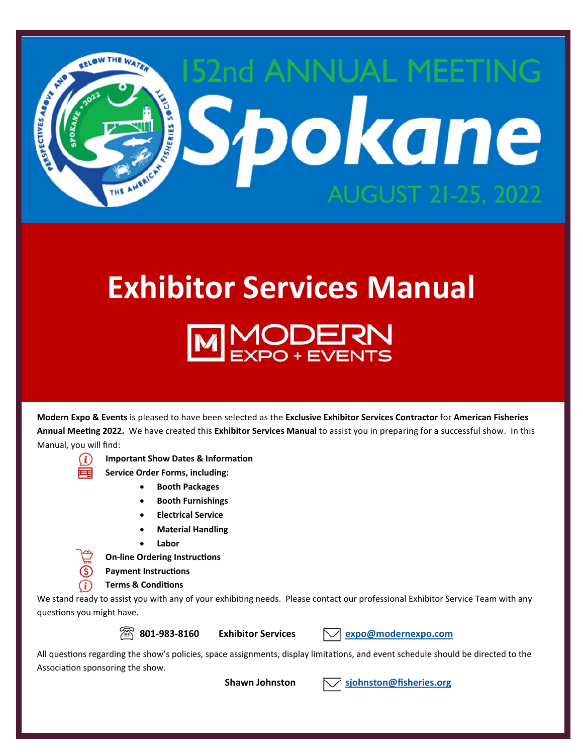# 152nd ANNUAL MEETING

# Spokane

## AUGUST 21-25, 2022

# Exhibitor Services Manual

**MODERN EXPO + EVENTS**

**Modern Expo & Events** is pleased to have been selected as the **Exclusive Exhibitor Services Contractor** for **American Fisheries Annual Meeting 2022.** We have created this **Exhibitor Services Manual** to assist you in preparing for a successful show. In this Manual, you will find:

- **Important Show Dates & Information**
- **Service Order Forms, including:**
  - **Booth Packages**
  - **Booth Furnishings**
  - **Electrical Service**
  - **Material Handling**
  - **Labor**
- **On-line Ordering Instructions**
- **Payment Instructions**
- **Terms & Conditions**

We stand ready to assist you with any of your exhibiting needs. Please contact our professional Exhibitor Service Team with any questions you might have.

**801-983-8160** **Exhibitor Services** **expo@modernexpo.com**

All questions regarding the show's policies, space assignments, display limitations, and event schedule should be directed to the Association sponsoring the show.

**Shawn Johnston** **sjohnston@fisheries.org**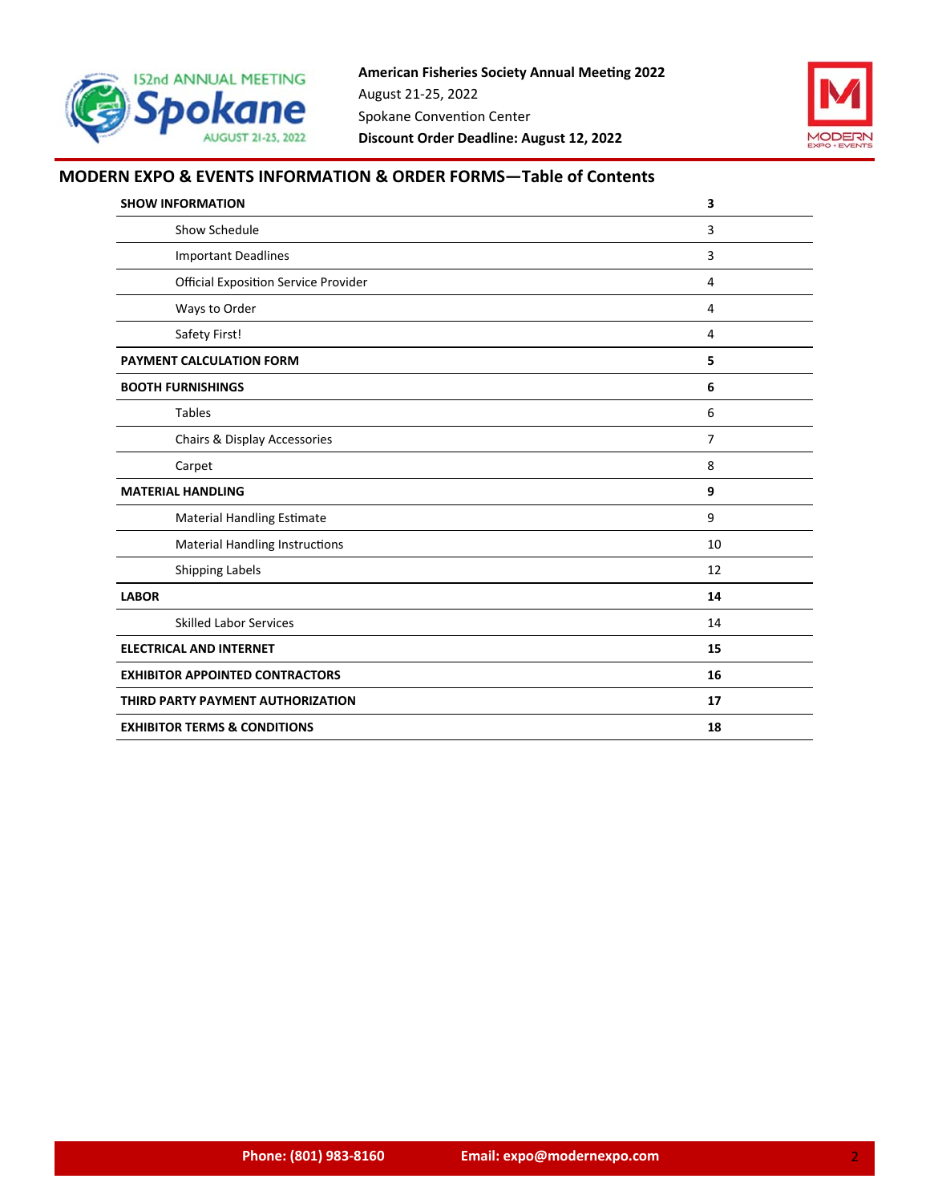**American Fisheries Society Annual Meeting 2022**
August 21-25, 2022
Spokane Convention Center
**Discount Order Deadline: August 12, 2022**

## MODERN EXPO & EVENTS INFORMATION & ORDER FORMS—Table of Contents

| | |
|---|---|
| **SHOW INFORMATION** | **3** |
| Show Schedule | 3 |
| Important Deadlines | 3 |
| Official Exposition Service Provider | 4 |
| Ways to Order | 4 |
| Safety First! | 4 |
| **PAYMENT CALCULATION FORM** | **5** |
| **BOOTH FURNISHINGS** | **6** |
| Tables | 6 |
| Chairs & Display Accessories | 7 |
| Carpet | 8 |
| **MATERIAL HANDLING** | **9** |
| Material Handling Estimate | 9 |
| Material Handling Instructions | 10 |
| Shipping Labels | 12 |
| **LABOR** | **14** |
| Skilled Labor Services | 14 |
| **ELECTRICAL AND INTERNET** | **15** |
| **EXHIBITOR APPOINTED CONTRACTORS** | **16** |
| **THIRD PARTY PAYMENT AUTHORIZATION** | **17** |
| **EXHIBITOR TERMS & CONDITIONS** | **18** |

**Phone: (801) 983-8160** **Email: expo@modernexpo.com**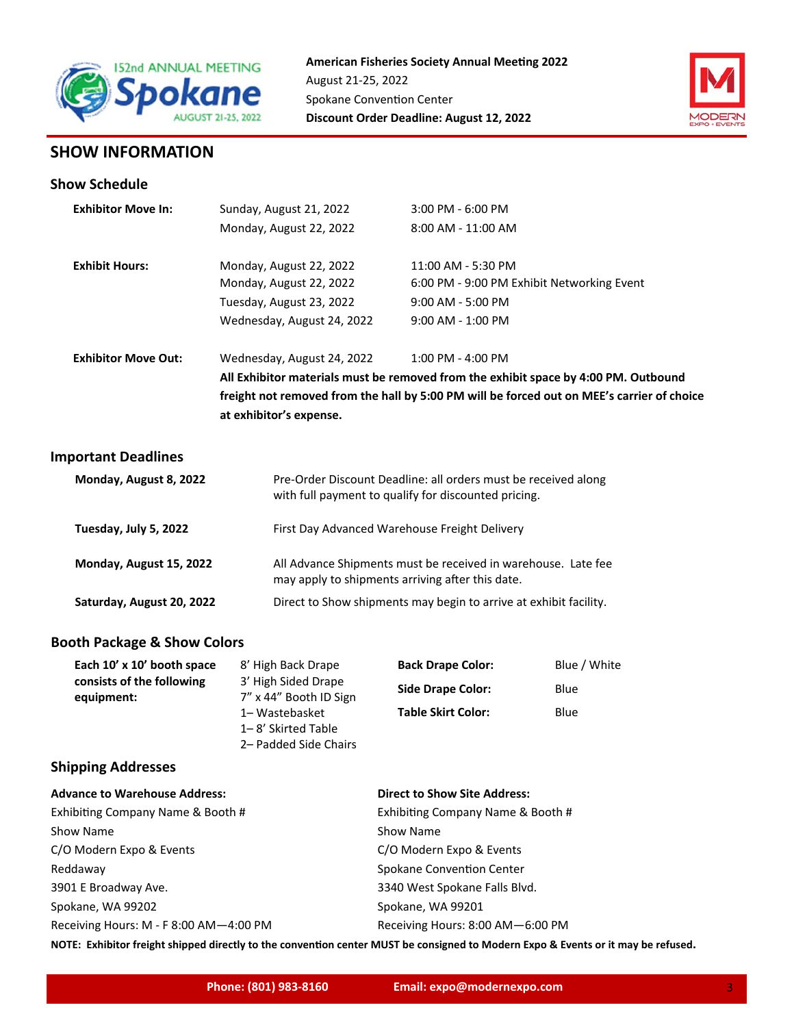**American Fisheries Society Annual Meeting 2022**
August 21-25, 2022
Spokane Convention Center
**Discount Order Deadline: August 12, 2022**

## SHOW INFORMATION

### Show Schedule

| | | |
|---|---|---|
| **Exhibitor Move In:** | Sunday, August 21, 2022 | 3:00 PM - 6:00 PM |
| | Monday, August 22, 2022 | 8:00 AM - 11:00 AM |
| **Exhibit Hours:** | Monday, August 22, 2022 | 11:00 AM - 5:30 PM |
| | Monday, August 22, 2022 | 6:00 PM - 9:00 PM Exhibit Networking Event |
| | Tuesday, August 23, 2022 | 9:00 AM - 5:00 PM |
| | Wednesday, August 24, 2022 | 9:00 AM - 1:00 PM |
| **Exhibitor Move Out:** | Wednesday, August 24, 2022 | 1:00 PM - 4:00 PM |

**All Exhibitor materials must be removed from the exhibit space by 4:00 PM. Outbound freight not removed from the hall by 5:00 PM will be forced out on MEE's carrier of choice at exhibitor's expense.**

### Important Deadlines

| | |
|---|---|
| **Monday, August 8, 2022** | Pre-Order Discount Deadline: all orders must be received along with full payment to qualify for discounted pricing. |
| **Tuesday, July 5, 2022** | First Day Advanced Warehouse Freight Delivery |
| **Monday, August 15, 2022** | All Advance Shipments must be received in warehouse. Late fee may apply to shipments arriving after this date. |
| **Saturday, August 20, 2022** | Direct to Show shipments may begin to arrive at exhibit facility. |

### Booth Package & Show Colors

**Each 10' x 10' booth space consists of the following equipment:**

- 8' High Back Drape
- 3' High Sided Drape
- 7" x 44" Booth ID Sign
- 1– Wastebasket
- 1– 8' Skirted Table
- 2– Padded Side Chairs

| | |
|---|---|
| **Back Drape Color:** | Blue / White |
| **Side Drape Color:** | Blue |
| **Table Skirt Color:** | Blue |

### Shipping Addresses

**Advance to Warehouse Address:**
Exhibiting Company Name & Booth #
Show Name
C/O Modern Expo & Events
Reddaway
3901 E Broadway Ave.
Spokane, WA 99202
Receiving Hours: M - F 8:00 AM—4:00 PM

**Direct to Show Site Address:**
Exhibiting Company Name & Booth #
Show Name
C/O Modern Expo & Events
Spokane Convention Center
3340 West Spokane Falls Blvd.
Spokane, WA 99201
Receiving Hours: 8:00 AM—6:00 PM

**NOTE: Exhibitor freight shipped directly to the convention center MUST be consigned to Modern Expo & Events or it may be refused.**

**Phone: (801) 983-8160** **Email: expo@modernexpo.com**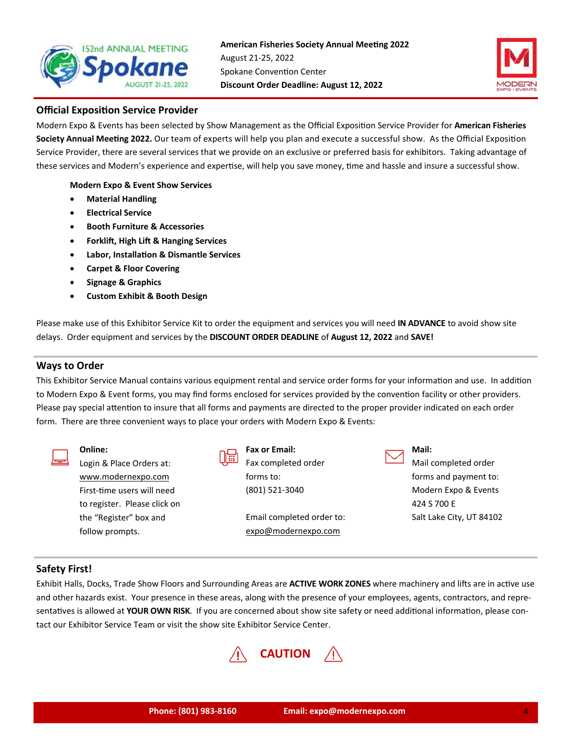**American Fisheries Society Annual Meeting 2022**
August 21-25, 2022
Spokane Convention Center
**Discount Order Deadline: August 12, 2022**

## Official Exposition Service Provider

Modern Expo & Events has been selected by Show Management as the Official Exposition Service Provider for **American Fisheries Society Annual Meeting 2022.** Our team of experts will help you plan and execute a successful show. As the Official Exposition Service Provider, there are several services that we provide on an exclusive or preferred basis for exhibitors. Taking advantage of these services and Modern's experience and expertise, will help you save money, time and hassle and insure a successful show.

**Modern Expo & Event Show Services**

- **Material Handling**
- **Electrical Service**
- **Booth Furniture & Accessories**
- **Forklift, High Lift & Hanging Services**
- **Labor, Installation & Dismantle Services**
- **Carpet & Floor Covering**
- **Signage & Graphics**
- **Custom Exhibit & Booth Design**

Please make use of this Exhibitor Service Kit to order the equipment and services you will need **IN ADVANCE** to avoid show site delays. Order equipment and services by the **DISCOUNT ORDER DEADLINE** of **August 12, 2022** and **SAVE!**

## Ways to Order

This Exhibitor Service Manual contains various equipment rental and service order forms for your information and use. In addition to Modern Expo & Event forms, you may find forms enclosed for services provided by the convention facility or other providers. Please pay special attention to insure that all forms and payments are directed to the proper provider indicated on each order form. There are three convenient ways to place your orders with Modern Expo & Events:

**Online:**
Login & Place Orders at:
www.modernexpo.com
First-time users will need to register. Please click on the "Register" box and follow prompts.

**Fax or Email:**
Fax completed order forms to:
(801) 521-3040

Email completed order to:
expo@modernexpo.com

**Mail:**
Mail completed order forms and payment to:
Modern Expo & Events
424 S 700 E
Salt Lake City, UT 84102

## Safety First!

Exhibit Halls, Docks, Trade Show Floors and Surrounding Areas are **ACTIVE WORK ZONES** where machinery and lifts are in active use and other hazards exist. Your presence in these areas, along with the presence of your employees, agents, contractors, and representatives is allowed at **YOUR OWN RISK**. If you are concerned about show site safety or need additional information, please contact our Exhibitor Service Team or visit the show site Exhibitor Service Center.

**CAUTION**

**Phone: (801) 983-8160** **Email: expo@modernexpo.com**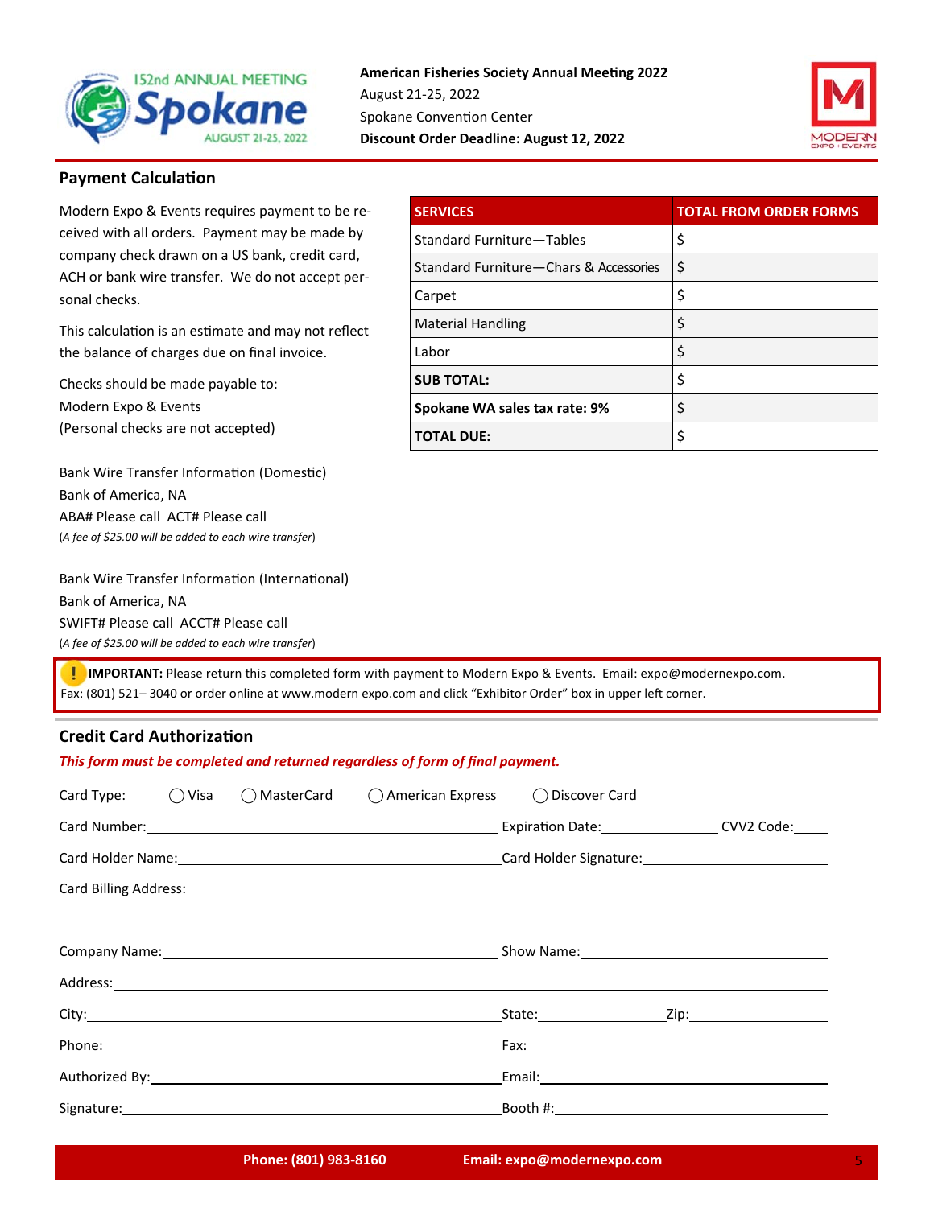**American Fisheries Society Annual Meeting 2022**
August 21-25, 2022
Spokane Convention Center
**Discount Order Deadline: August 12, 2022**

## Payment Calculation

Modern Expo & Events requires payment to be received with all orders. Payment may be made by company check drawn on a US bank, credit card, ACH or bank wire transfer. We do not accept personal checks.

This calculation is an estimate and may not reflect the balance of charges due on final invoice.

Checks should be made payable to:
Modern Expo & Events
(Personal checks are not accepted)

Bank Wire Transfer Information (Domestic)
Bank of America, NA
ABA# Please call ACT# Please call
(*A fee of $25.00 will be added to each wire transfer*)

Bank Wire Transfer Information (International)
Bank of America, NA
SWIFT# Please call ACCT# Please call
(*A fee of $25.00 will be added to each wire transfer*)

| SERVICES | TOTAL FROM ORDER FORMS |
|---|---|
| Standard Furniture—Tables | $ |
| Standard Furniture—Chars & Accessories | $ |
| Carpet | $ |
| Material Handling | $ |
| Labor | $ |
| **SUB TOTAL:** | $ |
| **Spokane WA sales tax rate: 9%** | $ |
| **TOTAL DUE:** | $ |

**IMPORTANT:** Please return this completed form with payment to Modern Expo & Events. Email: expo@modernexpo.com. Fax: (801) 521– 3040 or order online at www.modern expo.com and click "Exhibitor Order" box in upper left corner.

## Credit Card Authorization

***This form must be completed and returned regardless of form of final payment.***

Card Type: ◯ Visa ◯ MasterCard ◯ American Express ◯ Discover Card

Card Number:________________________ Expiration Date:__________ CVV2 Code:_____

Card Holder Name:________________________ Card Holder Signature:________________________

Card Billing Address:________________________________________________

Company Name:________________________ Show Name:________________________

Address:________________________________________________

City:________________________ State:__________ Zip:__________

Phone:________________________ Fax:________________________

Authorized By:________________________ Email:________________________

Signature:________________________ Booth #:________________________

**Phone: (801) 983-8160** **Email: expo@modernexpo.com**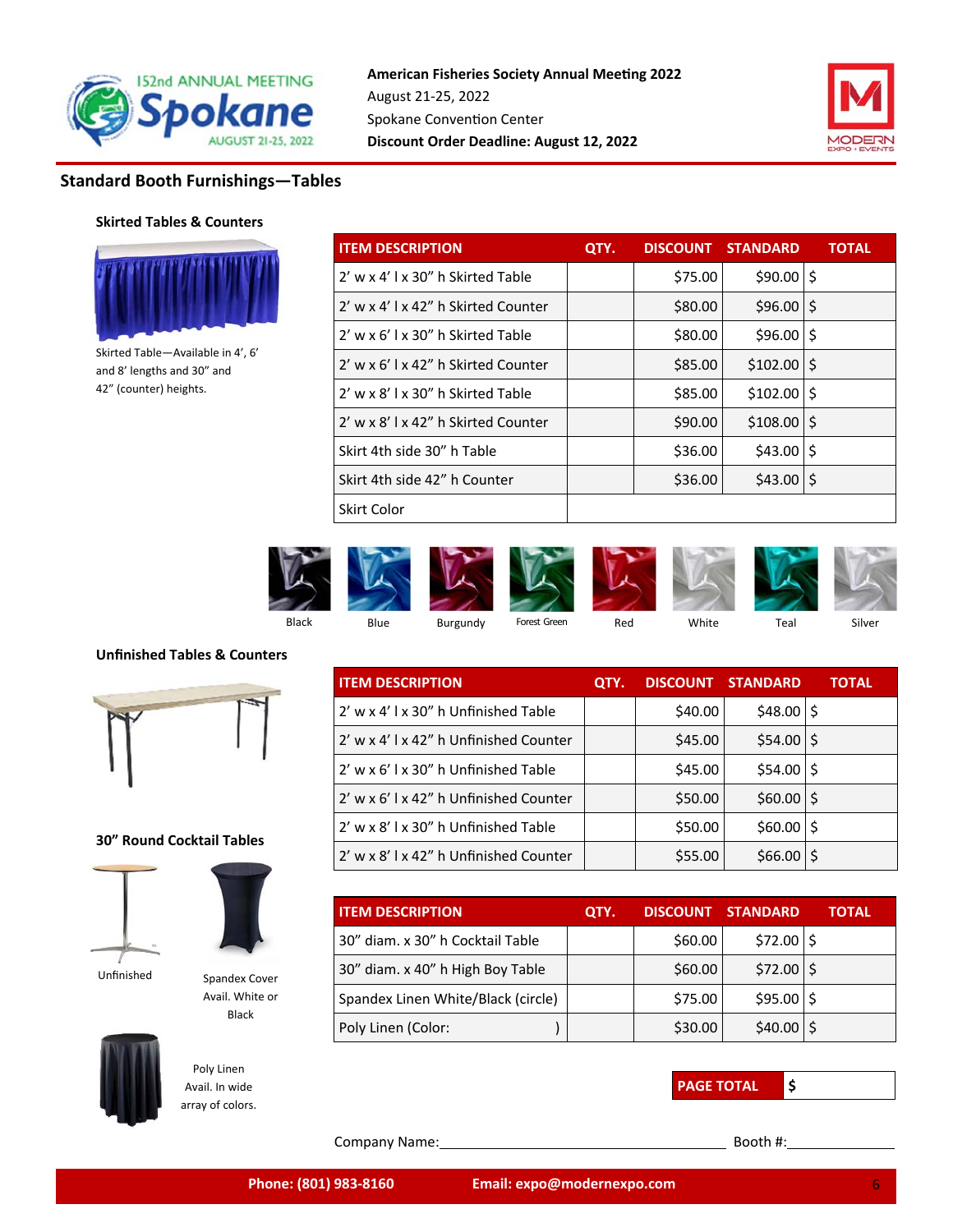**American Fisheries Society Annual Meeting 2022**
August 21-25, 2022
Spokane Convention Center
**Discount Order Deadline: August 12, 2022**

## Standard Booth Furnishings—Tables

### Skirted Tables & Counters

Skirted Table—Available in 4', 6' and 8' lengths and 30" and 42" (counter) heights.

| ITEM DESCRIPTION | QTY. | DISCOUNT | STANDARD | TOTAL |
|---|---|---|---|---|
| 2' w x 4' l x 30" h Skirted Table | | $75.00 | $90.00 | $ |
| 2' w x 4' l x 42" h Skirted Counter | | $80.00 | $96.00 | $ |
| 2' w x 6' l x 30" h Skirted Table | | $80.00 | $96.00 | $ |
| 2' w x 6' l x 42" h Skirted Counter | | $85.00 | $102.00 | $ |
| 2' w x 8' l x 30" h Skirted Table | | $85.00 | $102.00 | $ |
| 2' w x 8' l x 42" h Skirted Counter | | $90.00 | $108.00 | $ |
| Skirt 4th side 30" h Table | | $36.00 | $43.00 | $ |
| Skirt 4th side 42" h Counter | | $36.00 | $43.00 | $ |
| Skirt Color | | | | |

Black | Blue | Burgundy | Forest Green | Red | White | Teal | Silver

### Unfinished Tables & Counters

| ITEM DESCRIPTION | QTY. | DISCOUNT | STANDARD | TOTAL |
|---|---|---|---|---|
| 2' w x 4' l x 30" h Unfinished Table | | $40.00 | $48.00 | $ |
| 2' w x 4' l x 42" h Unfinished Counter | | $45.00 | $54.00 | $ |
| 2' w x 6' l x 30" h Unfinished Table | | $45.00 | $54.00 | $ |
| 2' w x 6' l x 42" h Unfinished Counter | | $50.00 | $60.00 | $ |
| 2' w x 8' l x 30" h Unfinished Table | | $50.00 | $60.00 | $ |
| 2' w x 8' l x 42" h Unfinished Counter | | $55.00 | $66.00 | $ |

### 30" Round Cocktail Tables

Unfinished

Spandex Cover Avail. White or Black

Poly Linen Avail. In wide array of colors.

| ITEM DESCRIPTION | QTY. | DISCOUNT | STANDARD | TOTAL |
|---|---|---|---|---|
| 30" diam. x 30" h Cocktail Table | | $60.00 | $72.00 | $ |
| 30" diam. x 40" h High Boy Table | | $60.00 | $72.00 | $ |
| Spandex Linen White/Black (circle) | | $75.00 | $95.00 | $ |
| Poly Linen (Color: ) | | $30.00 | $40.00 | $ |

**PAGE TOTAL** $

Company Name:______________________ Booth #:__________

**Phone: (801) 983-8160** **Email: expo@modernexpo.com**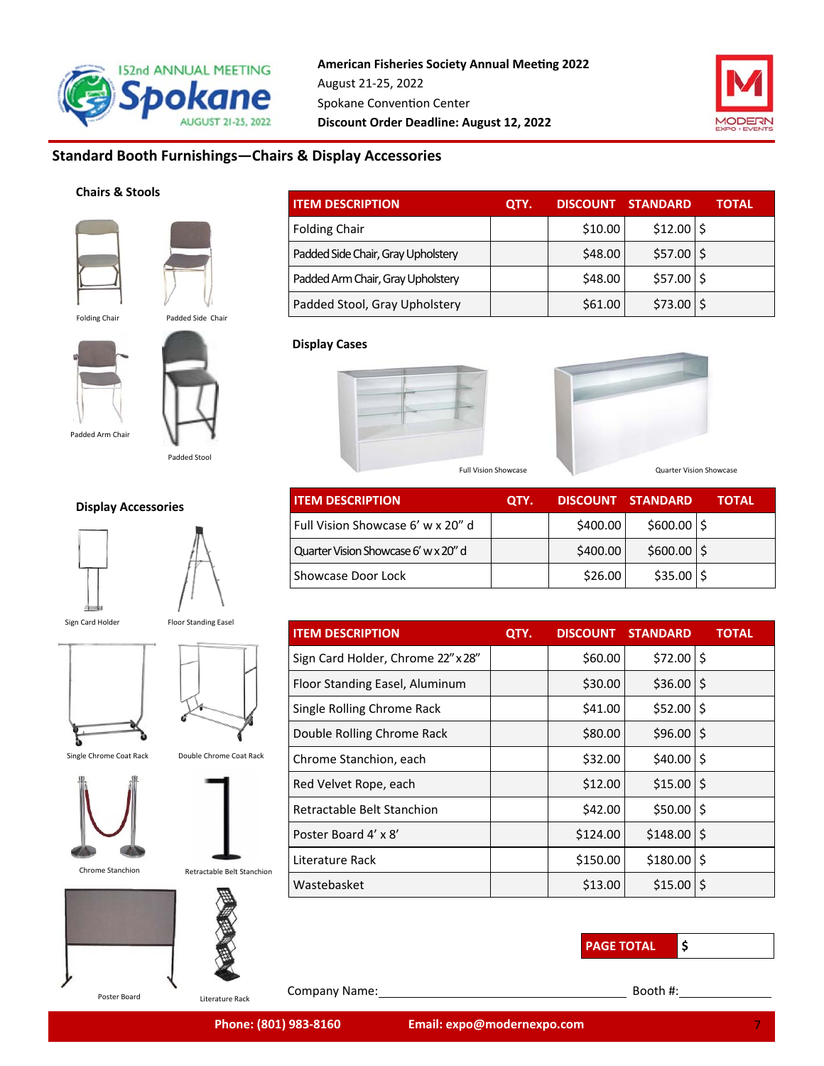**American Fisheries Society Annual Meeting 2022**
August 21-25, 2022
Spokane Convention Center
**Discount Order Deadline: August 12, 2022**

## Standard Booth Furnishings—Chairs & Display Accessories

### Chairs & Stools

Folding Chair
Padded Side Chair
Padded Arm Chair
Padded Stool

| ITEM DESCRIPTION | QTY. | DISCOUNT | STANDARD | TOTAL |
|---|---|---|---|---|
| Folding Chair | | $10.00 | $12.00 | $ |
| Padded Side Chair, Gray Upholstery | | $48.00 | $57.00 | $ |
| Padded Arm Chair, Gray Upholstery | | $48.00 | $57.00 | $ |
| Padded Stool, Gray Upholstery | | $61.00 | $73.00 | $ |

### Display Cases

Full Vision Showcase
Quarter Vision Showcase

| ITEM DESCRIPTION | QTY. | DISCOUNT | STANDARD | TOTAL |
|---|---|---|---|---|
| Full Vision Showcase 6' w x 20" d | | $400.00 | $600.00 | $ |
| Quarter Vision Showcase 6' w x 20" d | | $400.00 | $600.00 | $ |
| Showcase Door Lock | | $26.00 | $35.00 | $ |

### Display Accessories

Sign Card Holder
Floor Standing Easel
Single Chrome Coat Rack
Double Chrome Coat Rack
Chrome Stanchion
Retractable Belt Stanchion
Poster Board
Literature Rack

| ITEM DESCRIPTION | QTY. | DISCOUNT | STANDARD | TOTAL |
|---|---|---|---|---|
| Sign Card Holder, Chrome 22" x 28" | | $60.00 | $72.00 | $ |
| Floor Standing Easel, Aluminum | | $30.00 | $36.00 | $ |
| Single Rolling Chrome Rack | | $41.00 | $52.00 | $ |
| Double Rolling Chrome Rack | | $80.00 | $96.00 | $ |
| Chrome Stanchion, each | | $32.00 | $40.00 | $ |
| Red Velvet Rope, each | | $12.00 | $15.00 | $ |
| Retractable Belt Stanchion | | $42.00 | $50.00 | $ |
| Poster Board 4' x 8' | | $124.00 | $148.00 | $ |
| Literature Rack | | $150.00 | $180.00 | $ |
| Wastebasket | | $13.00 | $15.00 | $ |

| PAGE TOTAL | $ |
|---|---|

Company Name: ______________________ Booth #: ____________

**Phone: (801) 983-8160** **Email: expo@modernexpo.com**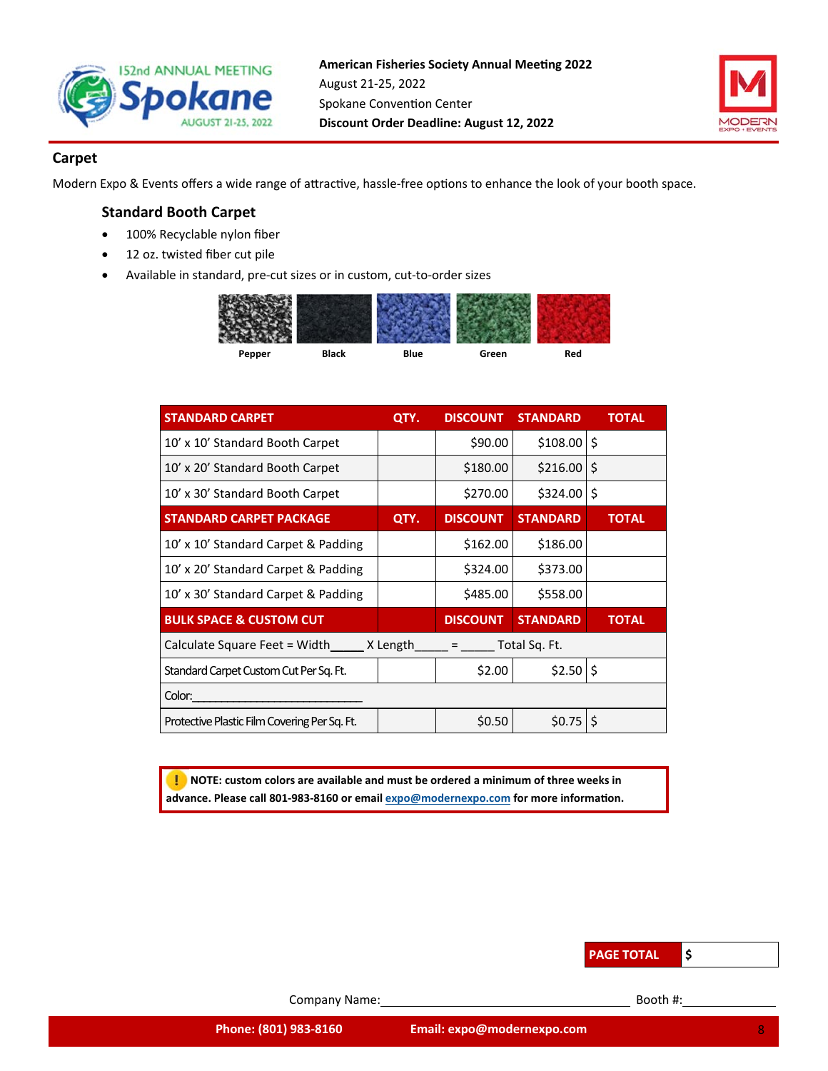**American Fisheries Society Annual Meeting 2022**
August 21-25, 2022
Spokane Convention Center
**Discount Order Deadline: August 12, 2022**

## Carpet

Modern Expo & Events offers a wide range of attractive, hassle-free options to enhance the look of your booth space.

### Standard Booth Carpet

- 100% Recyclable nylon fiber
- 12 oz. twisted fiber cut pile
- Available in standard, pre-cut sizes or in custom, cut-to-order sizes

Pepper | Black | Blue | Green | Red

| STANDARD CARPET | QTY. | DISCOUNT | STANDARD | TOTAL |
|---|---|---|---|---|
| 10' x 10' Standard Booth Carpet | | $90.00 | $108.00 | $ |
| 10' x 20' Standard Booth Carpet | | $180.00 | $216.00 | $ |
| 10' x 30' Standard Booth Carpet | | $270.00 | $324.00 | $ |
| **STANDARD CARPET PACKAGE** | **QTY.** | **DISCOUNT** | **STANDARD** | **TOTAL** |
| 10' x 10' Standard Carpet & Padding | | $162.00 | $186.00 | |
| 10' x 20' Standard Carpet & Padding | | $324.00 | $373.00 | |
| 10' x 30' Standard Carpet & Padding | | $485.00 | $558.00 | |
| **BULK SPACE & CUSTOM CUT** | | **DISCOUNT** | **STANDARD** | **TOTAL** |
| Calculate Square Feet = Width_____ X Length_____ = _____ Total Sq. Ft. | | | | |
| Standard Carpet Custom Cut Per Sq. Ft. | | $2.00 | $2.50 | $ |
| Color:____________________________ | | | | |
| Protective Plastic Film Covering Per Sq. Ft. | | $0.50 | $0.75 | $ |

**NOTE: custom colors are available and must be ordered a minimum of three weeks in advance. Please call 801-983-8160 or email expo@modernexpo.com for more information.**

| PAGE TOTAL | $ |
|---|---|

Company Name:________________________________ Booth #:____________

**Phone: (801) 983-8160** **Email: expo@modernexpo.com**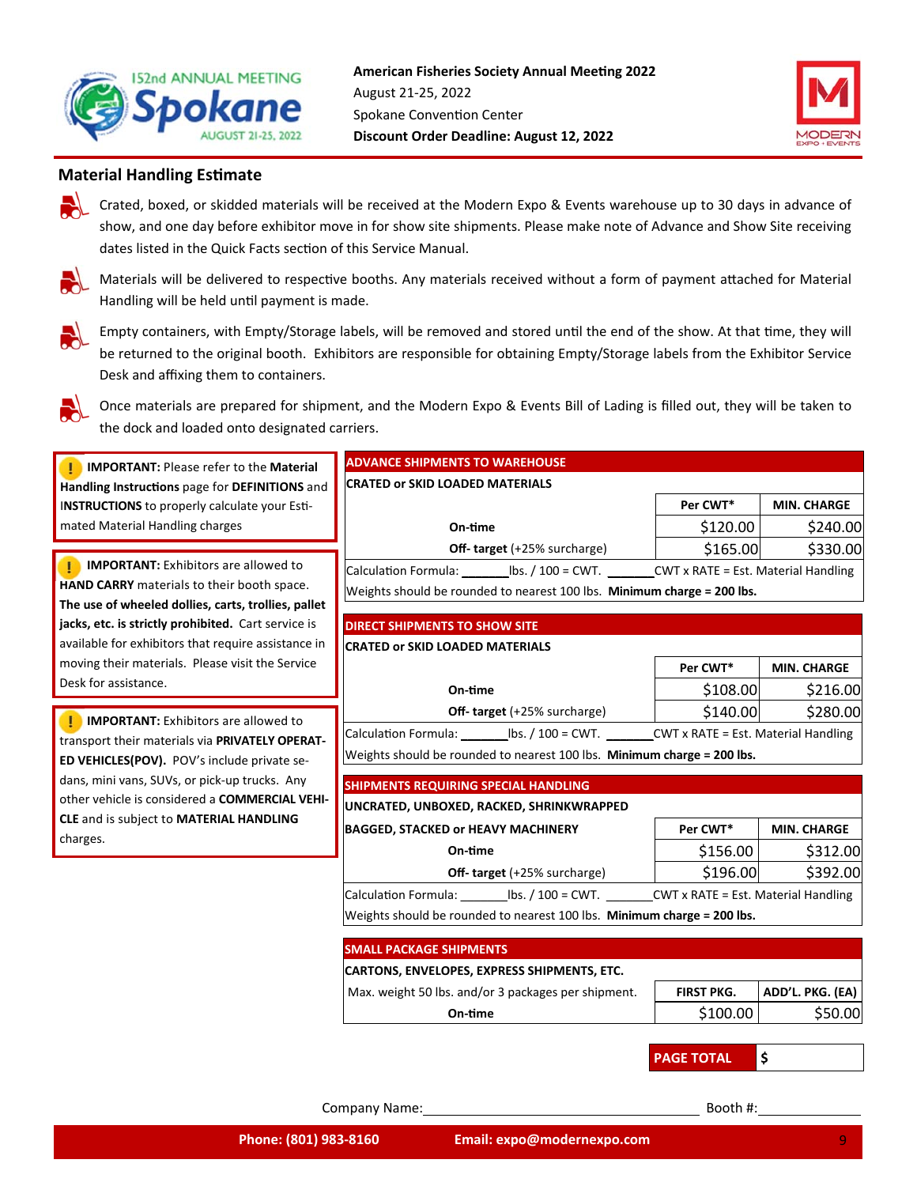**American Fisheries Society Annual Meeting 2022**
August 21-25, 2022
Spokane Convention Center
**Discount Order Deadline: August 12, 2022**

## Material Handling Estimate

- Crated, boxed, or skidded materials will be received at the Modern Expo & Events warehouse up to 30 days in advance of show, and one day before exhibitor move in for show site shipments. Please make note of Advance and Show Site receiving dates listed in the Quick Facts section of this Service Manual.
- Materials will be delivered to respective booths. Any materials received without a form of payment attached for Material Handling will be held until payment is made.
- Empty containers, with Empty/Storage labels, will be removed and stored until the end of the show. At that time, they will be returned to the original booth. Exhibitors are responsible for obtaining Empty/Storage labels from the Exhibitor Service Desk and affixing them to containers.
- Once materials are prepared for shipment, and the Modern Expo & Events Bill of Lading is filled out, they will be taken to the dock and loaded onto designated carriers.

**IMPORTANT:** Please refer to the **Material Handling Instructions** page for **DEFINITIONS** and **INSTRUCTIONS** to properly calculate your Estimated Material Handling charges

**IMPORTANT:** Exhibitors are allowed to **HAND CARRY** materials to their booth space. **The use of wheeled dollies, carts, trollies, pallet jacks, etc. is strictly prohibited.** Cart service is available for exhibitors that require assistance in moving their materials. Please visit the Service Desk for assistance.

**IMPORTANT:** Exhibitors are allowed to transport their materials via **PRIVATELY OPERATED VEHICLES(POV).** POV's include private sedans, mini vans, SUVs, or pick-up trucks. Any other vehicle is considered a **COMMERCIAL VEHICLE** and is subject to **MATERIAL HANDLING** charges.

### ADVANCE SHIPMENTS TO WAREHOUSE

**CRATED or SKID LOADED MATERIALS**

| | Per CWT* | MIN. CHARGE |
|---|---|---|
| **On-time** | $120.00 | $240.00 |
| **Off- target** (+25% surcharge) | $165.00 | $330.00 |

Calculation Formula: _______lbs. / 100 = CWT. _______CWT x RATE = Est. Material Handling

Weights should be rounded to nearest 100 lbs. **Minimum charge = 200 lbs.**

### DIRECT SHIPMENTS TO SHOW SITE

**CRATED or SKID LOADED MATERIALS**

| | Per CWT* | MIN. CHARGE |
|---|---|---|
| **On-time** | $108.00 | $216.00 |
| **Off- target** (+25% surcharge) | $140.00 | $280.00 |

Calculation Formula: _______lbs. / 100 = CWT. _______CWT x RATE = Est. Material Handling

Weights should be rounded to nearest 100 lbs. **Minimum charge = 200 lbs.**

### SHIPMENTS REQUIRING SPECIAL HANDLING

**UNCRATED, UNBOXED, RACKED, SHRINKWRAPPED**

| **BAGGED, STACKED or HEAVY MACHINERY** | Per CWT* | MIN. CHARGE |
|---|---|---|
| **On-time** | $156.00 | $312.00 |
| **Off- target** (+25% surcharge) | $196.00 | $392.00 |

Calculation Formula: _______lbs. / 100 = CWT. _______CWT x RATE = Est. Material Handling

Weights should be rounded to nearest 100 lbs. **Minimum charge = 200 lbs.**

### SMALL PACKAGE SHIPMENTS

**CARTONS, ENVELOPES, EXPRESS SHIPMENTS, ETC.**

| Max. weight 50 lbs. and/or 3 packages per shipment. | FIRST PKG. | ADD'L. PKG. (EA) |
|---|---|---|
| **On-time** | $100.00 | $50.00 |

**PAGE TOTAL** $

Company Name:_______________________ Booth #:__________

**Phone: (801) 983-8160** **Email: expo@modernexpo.com**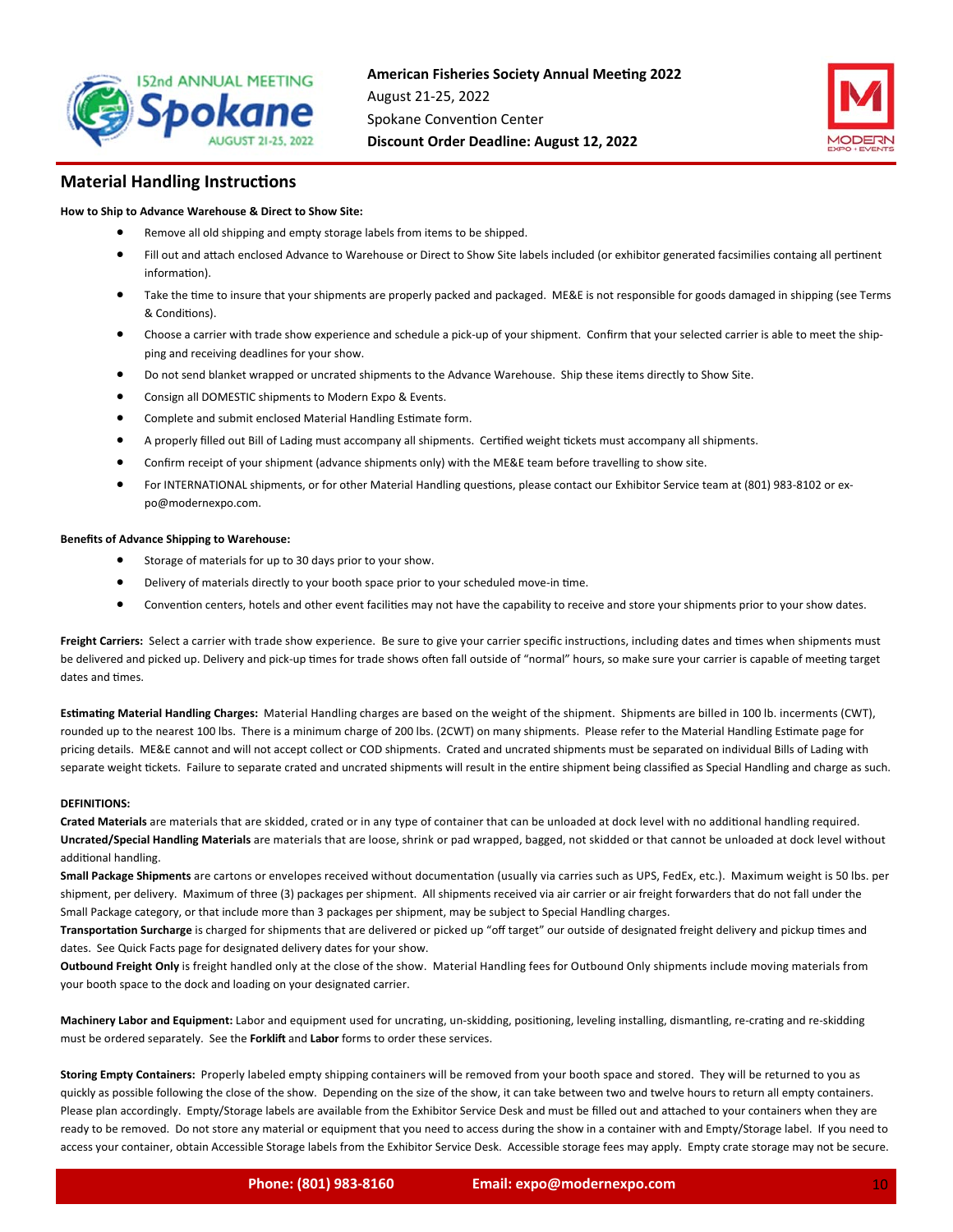## Material Handling Instructions

**How to Ship to Advance Warehouse & Direct to Show Site:**

- Remove all old shipping and empty storage labels from items to be shipped.
- Fill out and attach enclosed Advance to Warehouse or Direct to Show Site labels included (or exhibitor generated facsimilies containg all pertinent information).
- Take the time to insure that your shipments are properly packed and packaged. ME&E is not responsible for goods damaged in shipping (see Terms & Conditions).
- Choose a carrier with trade show experience and schedule a pick-up of your shipment. Confirm that your selected carrier is able to meet the shipping and receiving deadlines for your show.
- Do not send blanket wrapped or uncrated shipments to the Advance Warehouse. Ship these items directly to Show Site.
- Consign all DOMESTIC shipments to Modern Expo & Events.
- Complete and submit enclosed Material Handling Estimate form.
- A properly filled out Bill of Lading must accompany all shipments. Certified weight tickets must accompany all shipments.
- Confirm receipt of your shipment (advance shipments only) with the ME&E team before travelling to show site.
- For INTERNATIONAL shipments, or for other Material Handling questions, please contact our Exhibitor Service team at (801) 983-8102 or expo@modernexpo.com.

**Benefits of Advance Shipping to Warehouse:**

- Storage of materials for up to 30 days prior to your show.
- Delivery of materials directly to your booth space prior to your scheduled move-in time.
- Convention centers, hotels and other event facilities may not have the capability to receive and store your shipments prior to your show dates.

**Freight Carriers:** Select a carrier with trade show experience. Be sure to give your carrier specific instructions, including dates and times when shipments must be delivered and picked up. Delivery and pick-up times for trade shows often fall outside of "normal" hours, so make sure your carrier is capable of meeting target dates and times.

**Estimating Material Handling Charges:** Material Handling charges are based on the weight of the shipment. Shipments are billed in 100 lb. incerments (CWT), rounded up to the nearest 100 lbs. There is a minimum charge of 200 lbs. (2CWT) on many shipments. Please refer to the Material Handling Estimate page for pricing details. ME&E cannot and will not accept collect or COD shipments. Crated and uncrated shipments must be separated on individual Bills of Lading with separate weight tickets. Failure to separate crated and uncrated shipments will result in the entire shipment being classified as Special Handling and charge as such.

**DEFINITIONS:**

**Crated Materials** are materials that are skidded, crated or in any type of container that can be unloaded at dock level with no additional handling required.
**Uncrated/Special Handling Materials** are materials that are loose, shrink or pad wrapped, bagged, not skidded or that cannot be unloaded at dock level without additional handling.
**Small Package Shipments** are cartons or envelopes received without documentation (usually via carries such as UPS, FedEx, etc.). Maximum weight is 50 lbs. per shipment, per delivery. Maximum of three (3) packages per shipment. All shipments received via air carrier or air freight forwarders that do not fall under the Small Package category, or that include more than 3 packages per shipment, may be subject to Special Handling charges.
**Transportation Surcharge** is charged for shipments that are delivered or picked up "off target" our outside of designated freight delivery and pickup times and dates. See Quick Facts page for designated delivery dates for your show.
**Outbound Freight Only** is freight handled only at the close of the show. Material Handling fees for Outbound Only shipments include moving materials from your booth space to the dock and loading on your designated carrier.

**Machinery Labor and Equipment:** Labor and equipment used for uncrating, un-skidding, positioning, leveling installing, dismantling, re-crating and re-skidding must be ordered separately. See the **Forklift** and **Labor** forms to order these services.

**Storing Empty Containers:** Properly labeled empty shipping containers will be removed from your booth space and stored. They will be returned to you as quickly as possible following the close of the show. Depending on the size of the show, it can take between two and twelve hours to return all empty containers. Please plan accordingly. Empty/Storage labels are available from the Exhibitor Service Desk and must be filled out and attached to your containers when they are ready to be removed. Do not store any material or equipment that you need to access during the show in a container with and Empty/Storage label. If you need to access your container, obtain Accessible Storage labels from the Exhibitor Service Desk. Accessible storage fees may apply. Empty crate storage may not be secure.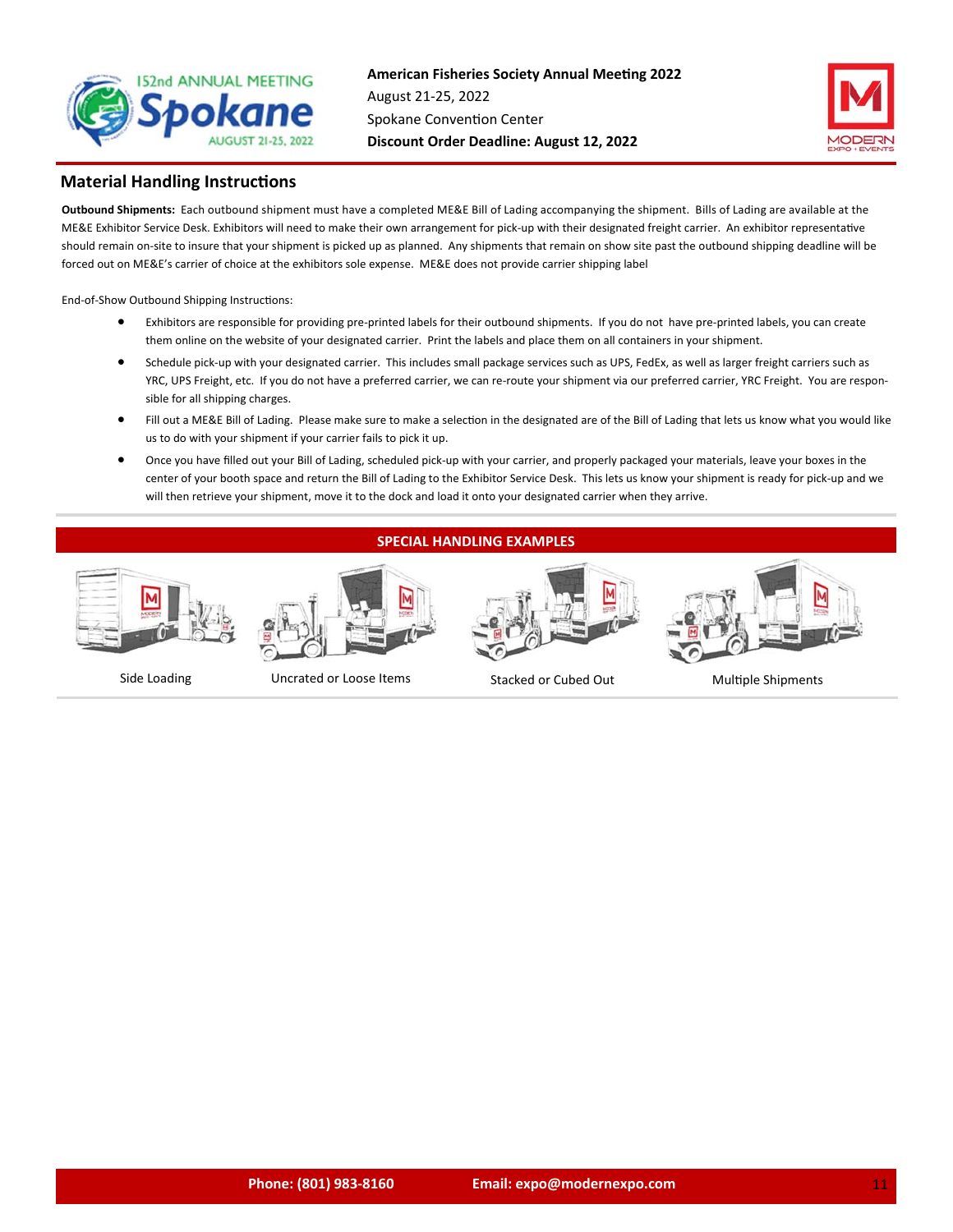## Material Handling Instructions

**Outbound Shipments:** Each outbound shipment must have a completed ME&E Bill of Lading accompanying the shipment. Bills of Lading are available at the ME&E Exhibitor Service Desk. Exhibitors will need to make their own arrangement for pick-up with their designated freight carrier. An exhibitor representative should remain on-site to insure that your shipment is picked up as planned. Any shipments that remain on show site past the outbound shipping deadline will be forced out on ME&E's carrier of choice at the exhibitors sole expense. ME&E does not provide carrier shipping label

End-of-Show Outbound Shipping Instructions:

- Exhibitors are responsible for providing pre-printed labels for their outbound shipments. If you do not have pre-printed labels, you can create them online on the website of your designated carrier. Print the labels and place them on all containers in your shipment.
- Schedule pick-up with your designated carrier. This includes small package services such as UPS, FedEx, as well as larger freight carriers such as YRC, UPS Freight, etc. If you do not have a preferred carrier, we can re-route your shipment via our preferred carrier, YRC Freight. You are responsible for all shipping charges.
- Fill out a ME&E Bill of Lading. Please make sure to make a selection in the designated are of the Bill of Lading that lets us know what you would like us to do with your shipment if your carrier fails to pick it up.
- Once you have filled out your Bill of Lading, scheduled pick-up with your carrier, and properly packaged your materials, leave your boxes in the center of your booth space and return the Bill of Lading to the Exhibitor Service Desk. This lets us know your shipment is ready for pick-up and we will then retrieve your shipment, move it to the dock and load it onto your designated carrier when they arrive.

### SPECIAL HANDLING EXAMPLES

Side Loading

Uncrated or Loose Items

Stacked or Cubed Out

Multiple Shipments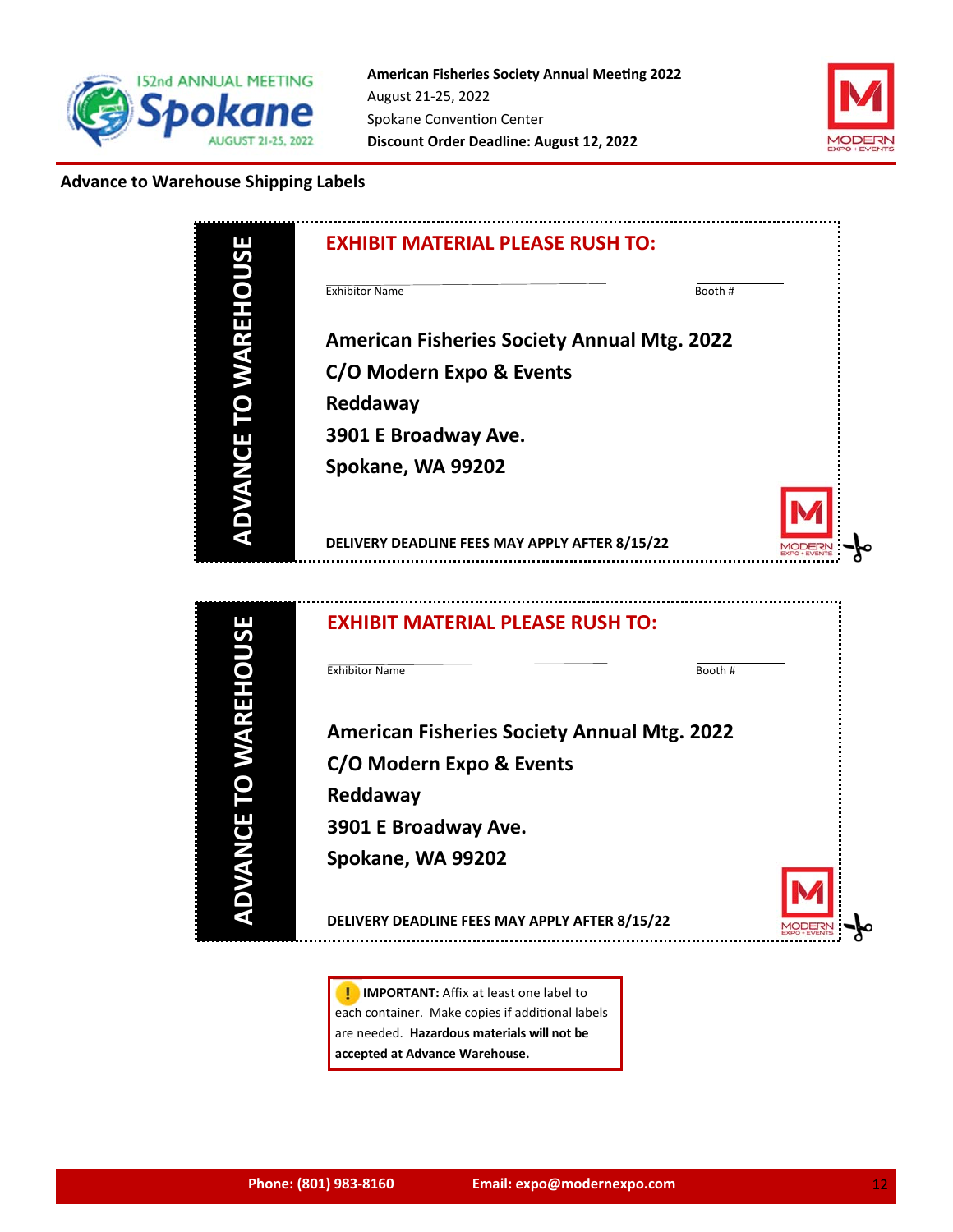## Advance to Warehouse Shipping Labels

**ADVANCE TO WAREHOUSE**

**EXHIBIT MATERIAL PLEASE RUSH TO:**

Exhibitor Name ______________________ Booth # __________

**American Fisheries Society Annual Mtg. 2022**
**C/O Modern Expo & Events**
**Reddaway**
**3901 E Broadway Ave.**
**Spokane, WA 99202**

**DELIVERY DEADLINE FEES MAY APPLY AFTER 8/15/22**

---

**ADVANCE TO WAREHOUSE**

**EXHIBIT MATERIAL PLEASE RUSH TO:**

Exhibitor Name ______________________ Booth # __________

**American Fisheries Society Annual Mtg. 2022**
**C/O Modern Expo & Events**
**Reddaway**
**3901 E Broadway Ave.**
**Spokane, WA 99202**

**DELIVERY DEADLINE FEES MAY APPLY AFTER 8/15/22**

---

**IMPORTANT:** Affix at least one label to each container. Make copies if additional labels are needed. **Hazardous materials will not be accepted at Advance Warehouse.**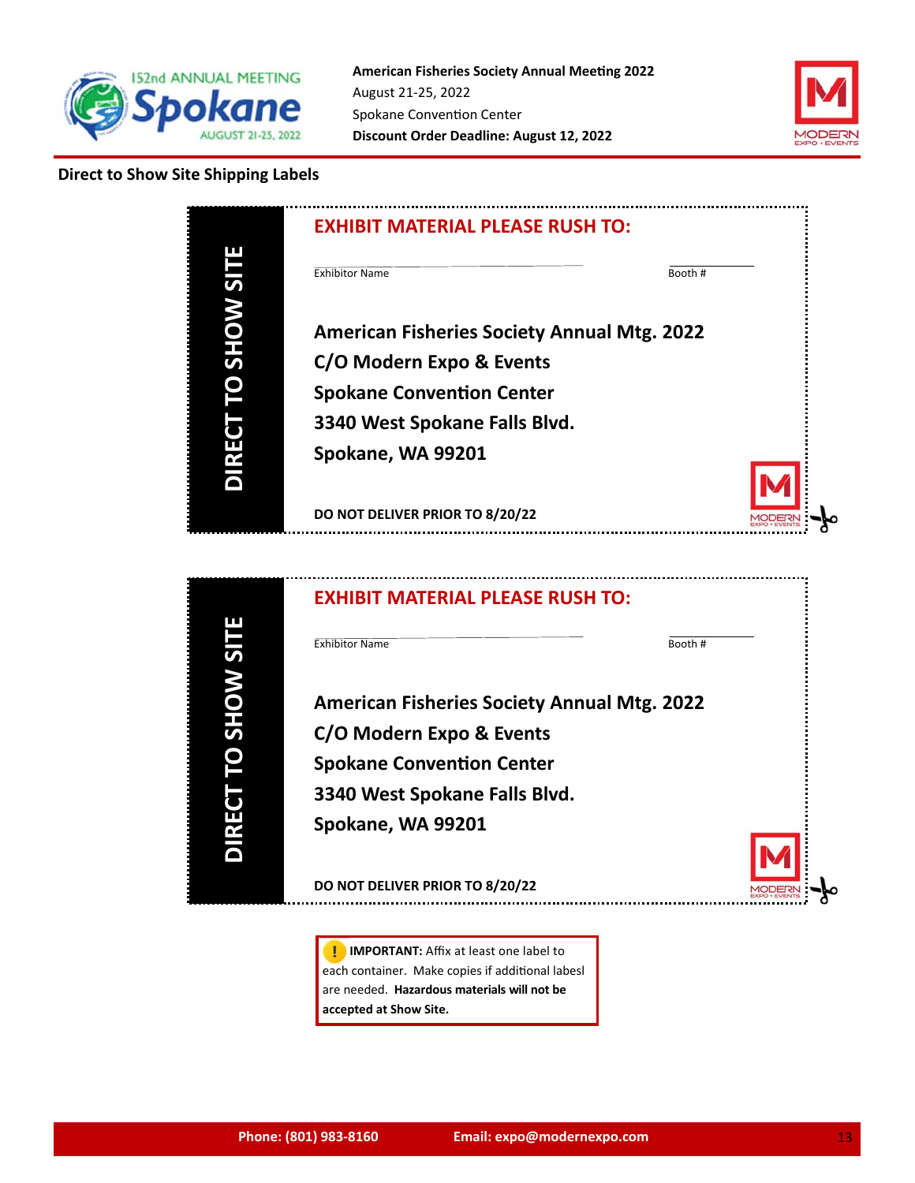American Fisheries Society Annual Meeting 2022
August 21-25, 2022
Spokane Convention Center
**Discount Order Deadline: August 12, 2022**

## Direct to Show Site Shipping Labels

**DIRECT TO SHOW SITE**

**EXHIBIT MATERIAL PLEASE RUSH TO:**

Exhibitor Name ____________________ Booth # __________

**American Fisheries Society Annual Mtg. 2022**
**C/O Modern Expo & Events**
**Spokane Convention Center**
**3340 West Spokane Falls Blvd.**
**Spokane, WA 99201**

**DO NOT DELIVER PRIOR TO 8/20/22**

---

**DIRECT TO SHOW SITE**

**EXHIBIT MATERIAL PLEASE RUSH TO:**

Exhibitor Name ____________________ Booth # __________

**American Fisheries Society Annual Mtg. 2022**
**C/O Modern Expo & Events**
**Spokane Convention Center**
**3340 West Spokane Falls Blvd.**
**Spokane, WA 99201**

**DO NOT DELIVER PRIOR TO 8/20/22**

---

**IMPORTANT:** Affix at least one label to each container. Make copies if additional labesl are needed. **Hazardous materials will not be accepted at Show Site.**

**Phone: (801) 983-8160** **Email: expo@modernexpo.com**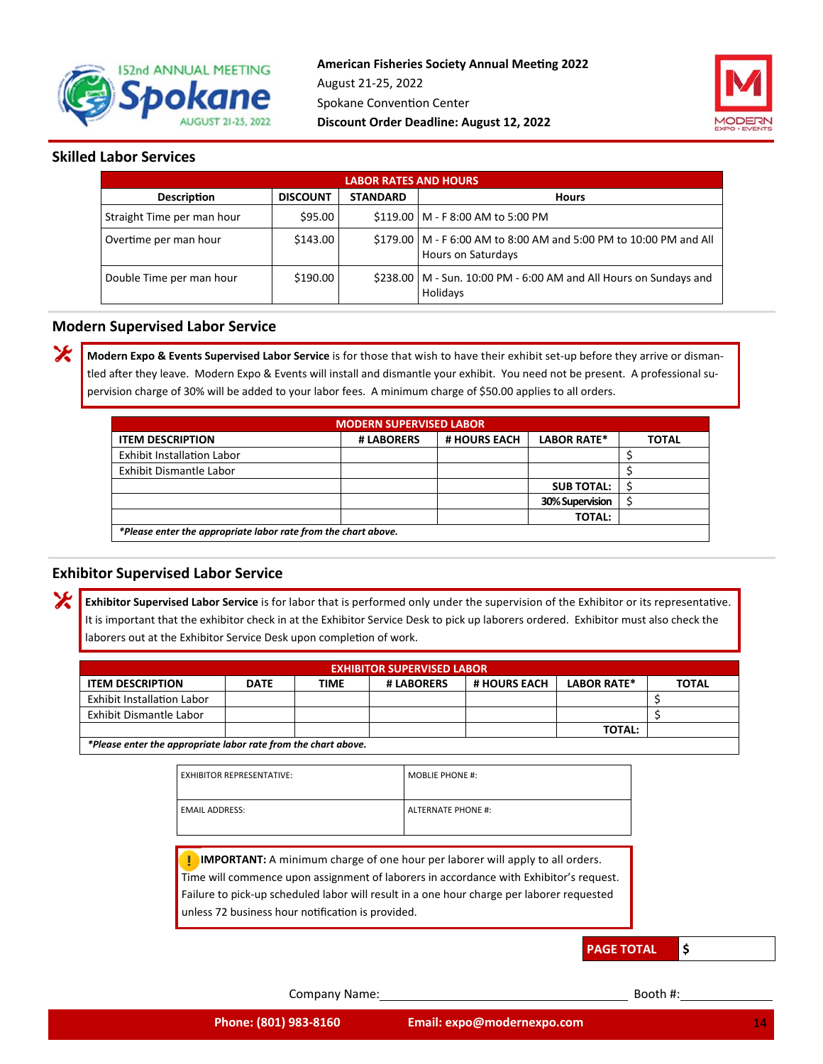**American Fisheries Society Annual Meeting 2022**
August 21-25, 2022
Spokane Convention Center
**Discount Order Deadline: August 12, 2022**

## Skilled Labor Services

| LABOR RATES AND HOURS | | | |
|---|---|---|---|
| **Description** | **DISCOUNT** | **STANDARD** | **Hours** |
| Straight Time per man hour | $95.00 | $119.00 | M - F 8:00 AM to 5:00 PM |
| Overtime per man hour | $143.00 | $179.00 | M - F 6:00 AM to 8:00 AM and 5:00 PM to 10:00 PM and All Hours on Saturdays |
| Double Time per man hour | $190.00 | $238.00 | M - Sun. 10:00 PM - 6:00 AM and All Hours on Sundays and Holidays |

## Modern Supervised Labor Service

**Modern Expo & Events Supervised Labor Service** is for those that wish to have their exhibit set-up before they arrive or dismantled after they leave. Modern Expo & Events will install and dismantle your exhibit. You need not be present. A professional supervision charge of 30% will be added to your labor fees. A minimum charge of $50.00 applies to all orders.

| MODERN SUPERVISED LABOR | | | | |
|---|---|---|---|---|
| **ITEM DESCRIPTION** | **# LABORERS** | **# HOURS EACH** | **LABOR RATE*** | **TOTAL** |
| Exhibit Installation Labor | | | | $ |
| Exhibit Dismantle Labor | | | | $ |
| | | | **SUB TOTAL:** | $ |
| | | | **30% Supervision** | $ |
| | | | **TOTAL:** | |
| ***Please enter the appropriate labor rate from the chart above.** | | | | |

## Exhibitor Supervised Labor Service

**Exhibitor Supervised Labor Service** is for labor that is performed only under the supervision of the Exhibitor or its representative. It is important that the exhibitor check in at the Exhibitor Service Desk to pick up laborers ordered. Exhibitor must also check the laborers out at the Exhibitor Service Desk upon completion of work.

| EXHIBITOR SUPERVISED LABOR | | | | | | |
|---|---|---|---|---|---|---|
| **ITEM DESCRIPTION** | **DATE** | **TIME** | **# LABORERS** | **# HOURS EACH** | **LABOR RATE*** | **TOTAL** |
| Exhibit Installation Labor | | | | | | $ |
| Exhibit Dismantle Labor | | | | | | $ |
| | | | | | **TOTAL:** | |
| ***Please enter the appropriate labor rate from the chart above.** | | | | | | |

| EXHIBITOR REPRESENTATIVE: | MOBLIE PHONE #: |
|---|---|
| EMAIL ADDRESS: | ALTERNATE PHONE #: |

**IMPORTANT:** A minimum charge of one hour per laborer will apply to all orders. Time will commence upon assignment of laborers in accordance with Exhibitor's request. Failure to pick-up scheduled labor will result in a one hour charge per laborer requested unless 72 business hour notification is provided.

**PAGE TOTAL** $

Company Name:______________________ Booth #:__________

**Phone: (801) 983-8160** **Email: expo@modernexpo.com**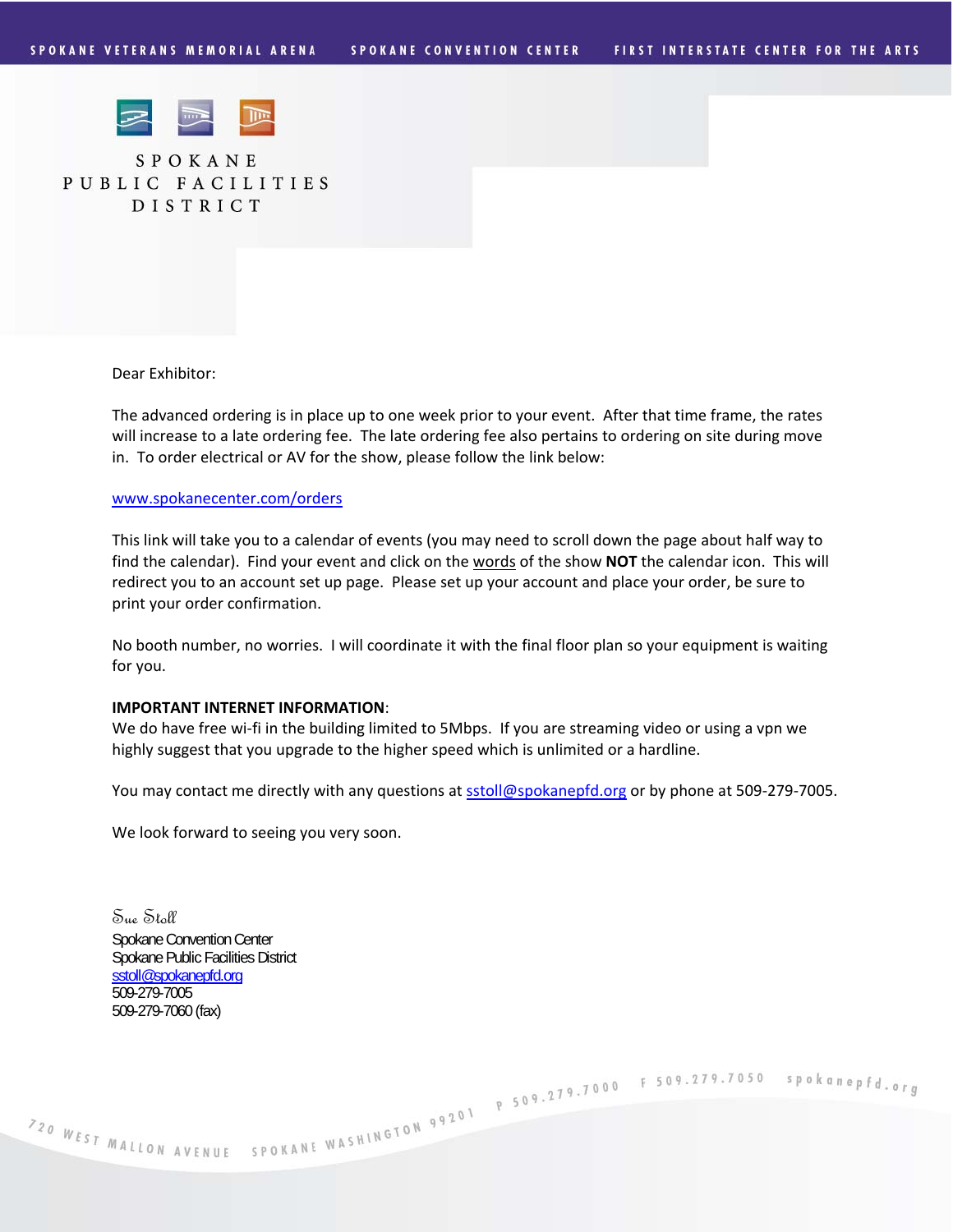SPOKANE PUBLIC FACILITIES DISTRICT

Dear Exhibitor:

The advanced ordering is in place up to one week prior to your event. After that time frame, the rates will increase to a late ordering fee. The late ordering fee also pertains to ordering on site during move in. To order electrical or AV for the show, please follow the link below:

www.spokanecenter.com/orders

This link will take you to a calendar of events (you may need to scroll down the page about half way to find the calendar). Find your event and click on the words of the show **NOT** the calendar icon. This will redirect you to an account set up page. Please set up your account and place your order, be sure to print your order confirmation.

No booth number, no worries. I will coordinate it with the final floor plan so your equipment is waiting for you.

**IMPORTANT INTERNET INFORMATION**:
We do have free wi-fi in the building limited to 5Mbps. If you are streaming video or using a vpn we highly suggest that you upgrade to the higher speed which is unlimited or a hardline.

You may contact me directly with any questions at sstoll@spokanepfd.org or by phone at 509-279-7005.

We look forward to seeing you very soon.

Sue Stoll
Spokane Convention Center
Spokane Public Facilities District
sstoll@spokanepfd.org
509-279-7005
509-279-7060 (fax)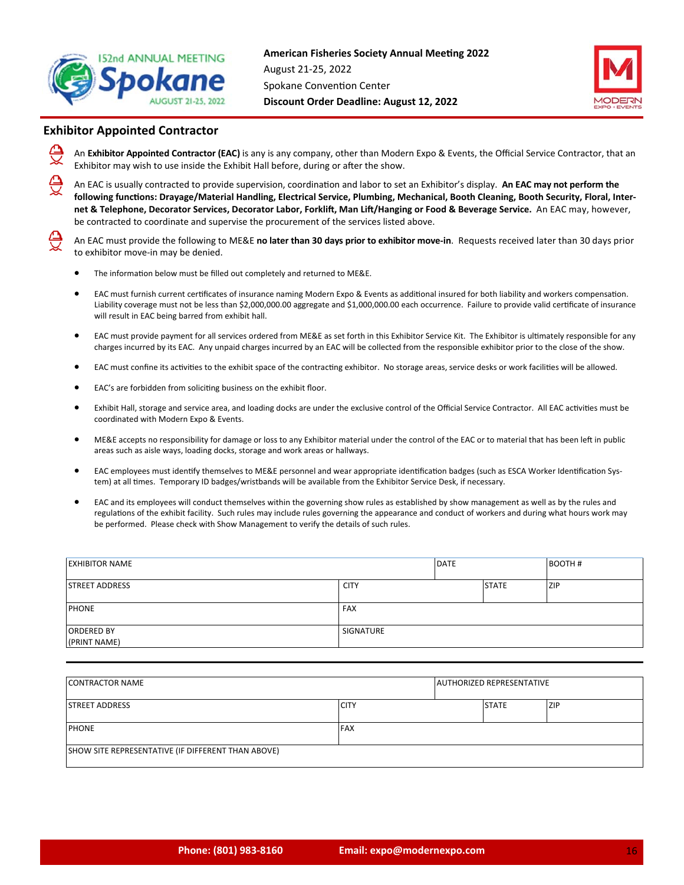**American Fisheries Society Annual Meeting 2022**
August 21-25, 2022
Spokane Convention Center
**Discount Order Deadline: August 12, 2022**

## Exhibitor Appointed Contractor

An **Exhibitor Appointed Contractor (EAC)** is any is any company, other than Modern Expo & Events, the Official Service Contractor, that an Exhibitor may wish to use inside the Exhibit Hall before, during or after the show.

An EAC is usually contracted to provide supervision, coordination and labor to set an Exhibitor's display. **An EAC may not perform the following functions: Drayage/Material Handling, Electrical Service, Plumbing, Mechanical, Booth Cleaning, Booth Security, Floral, Internet & Telephone, Decorator Services, Decorator Labor, Forklift, Man Lift/Hanging or Food & Beverage Service.** An EAC may, however, be contracted to coordinate and supervise the procurement of the services listed above.

An EAC must provide the following to ME&E **no later than 30 days prior to exhibitor move-in**. Requests received later than 30 days prior to exhibitor move-in may be denied.

- The information below must be filled out completely and returned to ME&E.
- EAC must furnish current certificates of insurance naming Modern Expo & Events as additional insured for both liability and workers compensation. Liability coverage must not be less than $2,000,000.00 aggregate and $1,000,000.00 each occurrence. Failure to provide valid certificate of insurance will result in EAC being barred from exhibit hall.
- EAC must provide payment for all services ordered from ME&E as set forth in this Exhibitor Service Kit. The Exhibitor is ultimately responsible for any charges incurred by its EAC. Any unpaid charges incurred by an EAC will be collected from the responsible exhibitor prior to the close of the show.
- EAC must confine its activities to the exhibit space of the contracting exhibitor. No storage areas, service desks or work facilities will be allowed.
- EAC's are forbidden from soliciting business on the exhibit floor.
- Exhibit Hall, storage and service area, and loading docks are under the exclusive control of the Official Service Contractor. All EAC activities must be coordinated with Modern Expo & Events.
- ME&E accepts no responsibility for damage or loss to any Exhibitor material under the control of the EAC or to material that has been left in public areas such as aisle ways, loading docks, storage and work areas or hallways.
- EAC employees must identify themselves to ME&E personnel and wear appropriate identification badges (such as ESCA Worker Identification System) at all times. Temporary ID badges/wristbands will be available from the Exhibitor Service Desk, if necessary.
- EAC and its employees will conduct themselves within the governing show rules as established by show management as well as by the rules and regulations of the exhibit facility. Such rules may include rules governing the appearance and conduct of workers and during what hours work may be performed. Please check with Show Management to verify the details of such rules.

| EXHIBITOR NAME | | DATE | BOOTH # |
|---|---|---|---|
| STREET ADDRESS | CITY | STATE | ZIP |
| PHONE | FAX | | |
| ORDERED BY (PRINT NAME) | SIGNATURE | | |

| CONTRACTOR NAME | | AUTHORIZED REPRESENTATIVE | |
|---|---|---|---|
| STREET ADDRESS | CITY | STATE | ZIP |
| PHONE | FAX | | |
| SHOW SITE REPRESENTATIVE (IF DIFFERENT THAN ABOVE) | | | |

**Phone: (801) 983-8160** **Email: expo@modernexpo.com**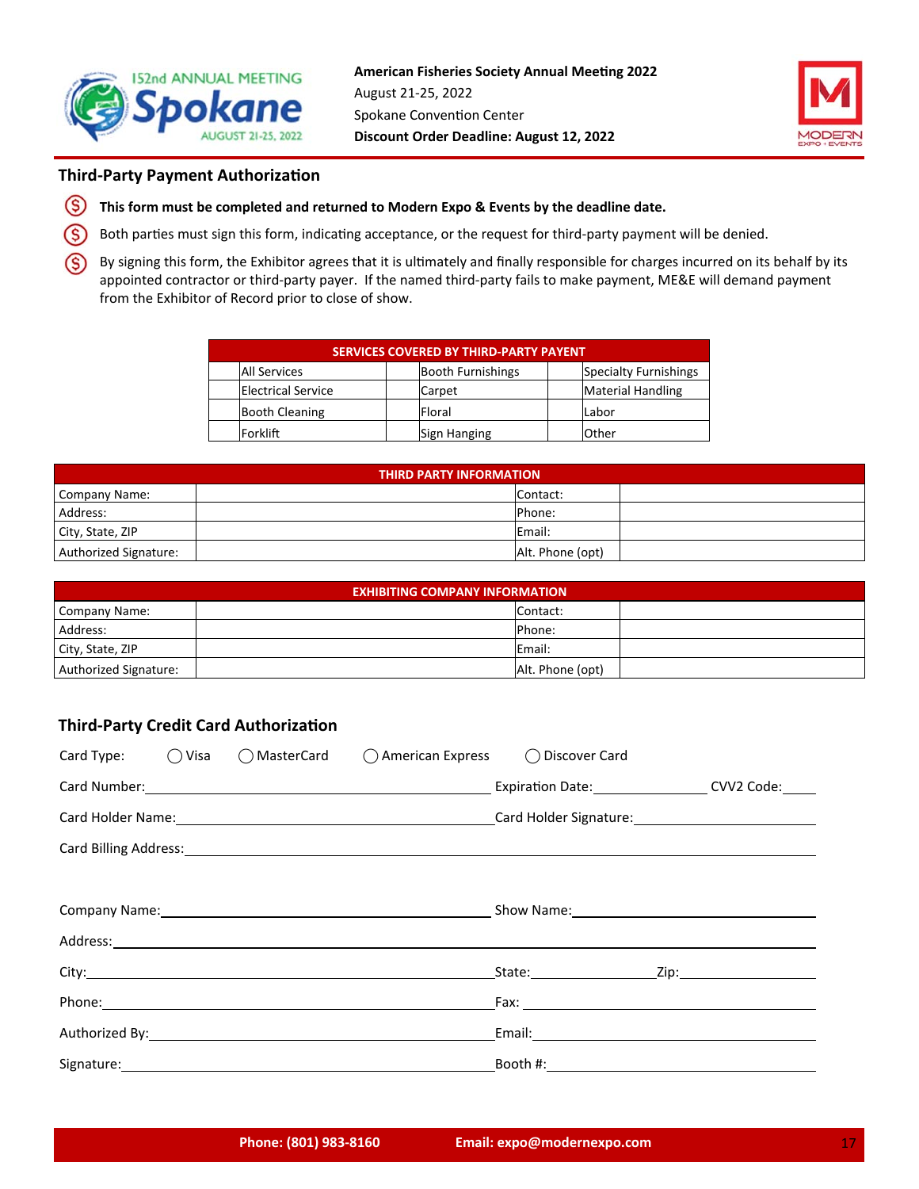**American Fisheries Society Annual Meeting 2022**
August 21-25, 2022
Spokane Convention Center
**Discount Order Deadline: August 12, 2022**

## Third-Party Payment Authorization

- **This form must be completed and returned to Modern Expo & Events by the deadline date.**
- Both parties must sign this form, indicating acceptance, or the request for third-party payment will be denied.
- By signing this form, the Exhibitor agrees that it is ultimately and finally responsible for charges incurred on its behalf by its appointed contractor or third-party payer. If the named third-party fails to make payment, ME&E will demand payment from the Exhibitor of Record prior to close of show.

| SERVICES COVERED BY THIRD-PARTY PAYENT | | | | | |
|---|---|---|---|---|---|
| | All Services | | Booth Furnishings | | Specialty Furnishings |
| | Electrical Service | | Carpet | | Material Handling |
| | Booth Cleaning | | Floral | | Labor |
| | Forklift | | Sign Hanging | | Other |

| THIRD PARTY INFORMATION | | | |
|---|---|---|---|
| Company Name: | | Contact: | |
| Address: | | Phone: | |
| City, State, ZIP | | Email: | |
| Authorized Signature: | | Alt. Phone (opt) | |

| EXHIBITING COMPANY INFORMATION | | | |
|---|---|---|---|
| Company Name: | | Contact: | |
| Address: | | Phone: | |
| City, State, ZIP | | Email: | |
| Authorized Signature: | | Alt. Phone (opt) | |

## Third-Party Credit Card Authorization

Card Type: ◯ Visa ◯ MasterCard ◯ American Express ◯ Discover Card

Card Number:______________________ Expiration Date:__________ CVV2 Code:_____

Card Holder Name:______________________ Card Holder Signature:______________________

Card Billing Address:______________________________________________

Company Name:______________________ Show Name:______________________

Address:______________________________________________

City:______________________ State:__________ Zip:__________

Phone:______________________ Fax:______________________

Authorized By:______________________ Email:______________________

Signature:______________________ Booth #:______________________

**Phone: (801) 983-8160** **Email: expo@modernexpo.com**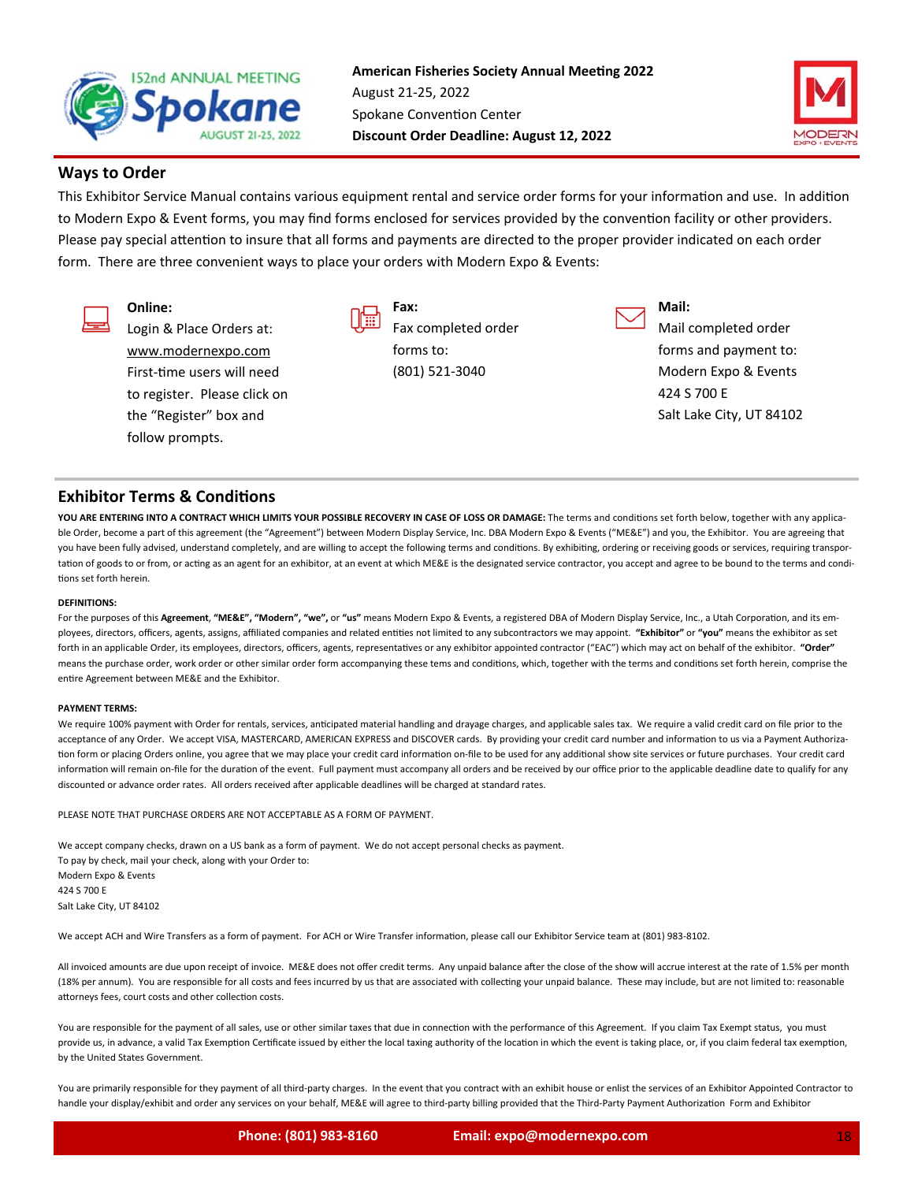**American Fisheries Society Annual Meeting 2022**
August 21-25, 2022
Spokane Convention Center
**Discount Order Deadline: August 12, 2022**

## Ways to Order

This Exhibitor Service Manual contains various equipment rental and service order forms for your information and use. In addition to Modern Expo & Event forms, you may find forms enclosed for services provided by the convention facility or other providers. Please pay special attention to insure that all forms and payments are directed to the proper provider indicated on each order form. There are three convenient ways to place your orders with Modern Expo & Events:

**Online:**
Login & Place Orders at:
www.modernexpo.com
First-time users will need to register. Please click on the "Register" box and follow prompts.

**Fax:**
Fax completed order forms to:
(801) 521-3040

**Mail:**
Mail completed order forms and payment to:
Modern Expo & Events
424 S 700 E
Salt Lake City, UT 84102

## Exhibitor Terms & Conditions

**YOU ARE ENTERING INTO A CONTRACT WHICH LIMITS YOUR POSSIBLE RECOVERY IN CASE OF LOSS OR DAMAGE:** The terms and conditions set forth below, together with any applicable Order, become a part of this agreement (the "Agreement") between Modern Display Service, Inc. DBA Modern Expo & Events ("ME&E") and you, the Exhibitor. You are agreeing that you have been fully advised, understand completely, and are willing to accept the following terms and conditions. By exhibiting, ordering or receiving goods or services, requiring transportation of goods to or from, or acting as an agent for an exhibitor, at an event at which ME&E is the designated service contractor, you accept and agree to be bound to the terms and conditions set forth herein.

**DEFINITIONS:**

For the purposes of this **Agreement**, **"ME&E", "Modern", "we",** or **"us"** means Modern Expo & Events, a registered DBA of Modern Display Service, Inc., a Utah Corporation, and its employees, directors, officers, agents, assigns, affiliated companies and related entities not limited to any subcontractors we may appoint. **"Exhibitor"** or **"you"** means the exhibitor as set forth in an applicable Order, its employees, directors, officers, agents, representatives or any exhibitor appointed contractor ("EAC") which may act on behalf of the exhibitor. **"Order"** means the purchase order, work order or other similar order form accompanying these tems and conditions, which, together with the terms and conditions set forth herein, comprise the entire Agreement between ME&E and the Exhibitor.

**PAYMENT TERMS:**

We require 100% payment with Order for rentals, services, anticipated material handling and drayage charges, and applicable sales tax. We require a valid credit card on file prior to the acceptance of any Order. We accept VISA, MASTERCARD, AMERICAN EXPRESS and DISCOVER cards. By providing your credit card number and information to us via a Payment Authorization form or placing Orders online, you agree that we may place your credit card information on-file to be used for any additional show site services or future purchases. Your credit card information will remain on-file for the duration of the event. Full payment must accompany all orders and be received by our office prior to the applicable deadline date to qualify for any discounted or advance order rates. All orders received after applicable deadlines will be charged at standard rates.

PLEASE NOTE THAT PURCHASE ORDERS ARE NOT ACCEPTABLE AS A FORM OF PAYMENT.

We accept company checks, drawn on a US bank as a form of payment. We do not accept personal checks as payment.
To pay by check, mail your check, along with your Order to:
Modern Expo & Events
424 S 700 E
Salt Lake City, UT 84102

We accept ACH and Wire Transfers as a form of payment. For ACH or Wire Transfer information, please call our Exhibitor Service team at (801) 983-8102.

All invoiced amounts are due upon receipt of invoice. ME&E does not offer credit terms. Any unpaid balance after the close of the show will accrue interest at the rate of 1.5% per month (18% per annum). You are responsible for all costs and fees incurred by us that are associated with collecting your unpaid balance. These may include, but are not limited to: reasonable attorneys fees, court costs and other collection costs.

You are responsible for the payment of all sales, use or other similar taxes that due in connection with the performance of this Agreement. If you claim Tax Exempt status, you must provide us, in advance, a valid Tax Exemption Certificate issued by either the local taxing authority of the location in which the event is taking place, or, if you claim federal tax exemption, by the United States Government.

You are primarily responsible for they payment of all third-party charges. In the event that you contract with an exhibit house or enlist the services of an Exhibitor Appointed Contractor to handle your display/exhibit and order any services on your behalf, ME&E will agree to third-party billing provided that the Third-Party Payment Authorization Form and Exhibitor

**Phone: (801) 983-8160** **Email: expo@modernexpo.com**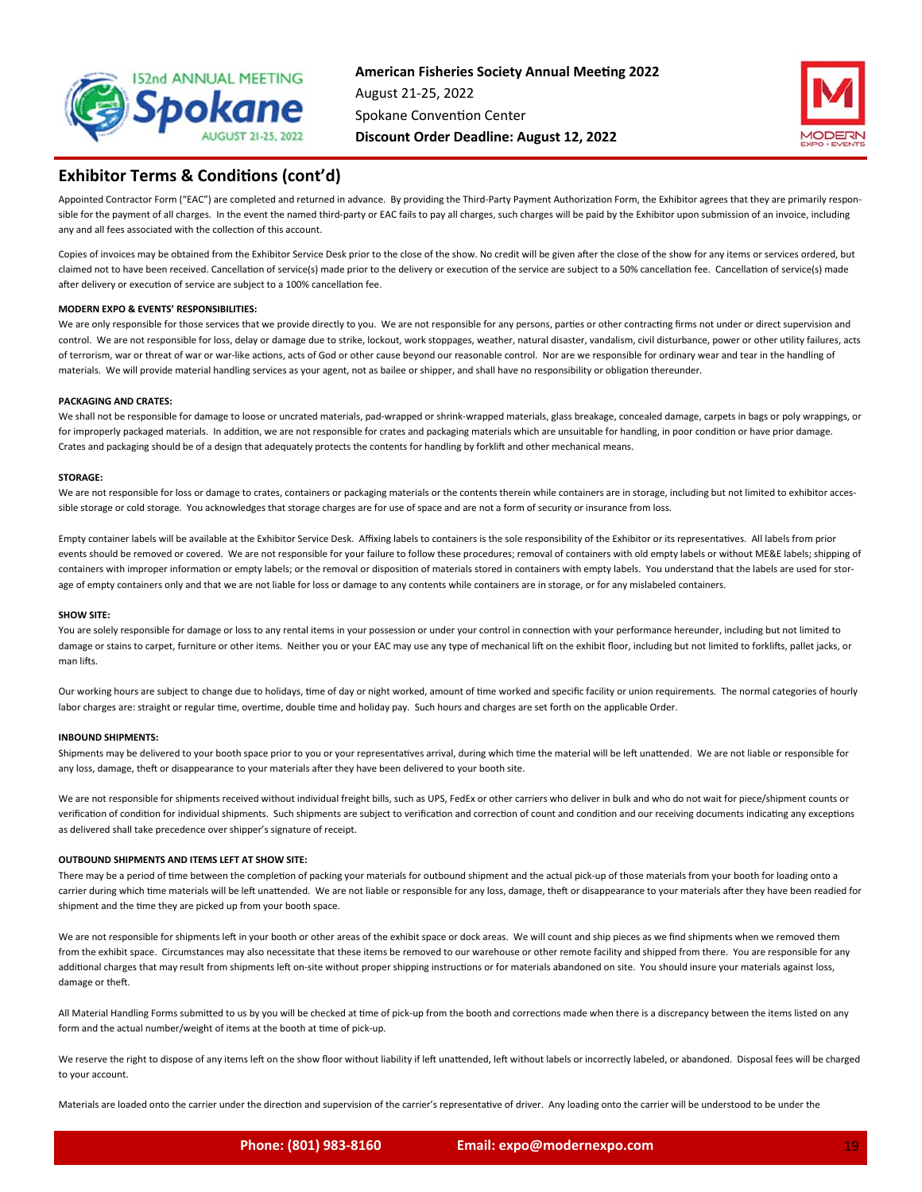## Exhibitor Terms & Conditions (cont'd)

Appointed Contractor Form ("EAC") are completed and returned in advance. By providing the Third-Party Payment Authorization Form, the Exhibitor agrees that they are primarily responsible for the payment of all charges. In the event the named third-party or EAC fails to pay all charges, such charges will be paid by the Exhibitor upon submission of an invoice, including any and all fees associated with the collection of this account.

Copies of invoices may be obtained from the Exhibitor Service Desk prior to the close of the show. No credit will be given after the close of the show for any items or services ordered, but claimed not to have been received. Cancellation of service(s) made prior to the delivery or execution of the service are subject to a 50% cancellation fee. Cancellation of service(s) made after delivery or execution of service are subject to a 100% cancellation fee.

**MODERN EXPO & EVENTS' RESPONSIBILITIES:**

We are only responsible for those services that we provide directly to you. We are not responsible for any persons, parties or other contracting firms not under or direct supervision and control. We are not responsible for loss, delay or damage due to strike, lockout, work stoppages, weather, natural disaster, vandalism, civil disturbance, power or other utility failures, acts of terrorism, war or threat of war or war-like actions, acts of God or other cause beyond our reasonable control. Nor are we responsible for ordinary wear and tear in the handling of materials. We will provide material handling services as your agent, not as bailee or shipper, and shall have no responsibility or obligation thereunder.

**PACKAGING AND CRATES:**

We shall not be responsible for damage to loose or uncrated materials, pad-wrapped or shrink-wrapped materials, glass breakage, concealed damage, carpets in bags or poly wrappings, or for improperly packaged materials. In addition, we are not responsible for crates and packaging materials which are unsuitable for handling, in poor condition or have prior damage. Crates and packaging should be of a design that adequately protects the contents for handling by forklift and other mechanical means.

**STORAGE:**

We are not responsible for loss or damage to crates, containers or packaging materials or the contents therein while containers are in storage, including but not limited to exhibitor accessible storage or cold storage. You acknowledges that storage charges are for use of space and are not a form of security or insurance from loss.

Empty container labels will be available at the Exhibitor Service Desk. Affixing labels to containers is the sole responsibility of the Exhibitor or its representatives. All labels from prior events should be removed or covered. We are not responsible for your failure to follow these procedures; removal of containers with old empty labels or without ME&E labels; shipping of containers with improper information or empty labels; or the removal or disposition of materials stored in containers with empty labels. You understand that the labels are used for storage of empty containers only and that we are not liable for loss or damage to any contents while containers are in storage, or for any mislabeled containers.

**SHOW SITE:**

You are solely responsible for damage or loss to any rental items in your possession or under your control in connection with your performance hereunder, including but not limited to damage or stains to carpet, furniture or other items. Neither you or your EAC may use any type of mechanical lift on the exhibit floor, including but not limited to forklifts, pallet jacks, or man lifts.

Our working hours are subject to change due to holidays, time of day or night worked, amount of time worked and specific facility or union requirements. The normal categories of hourly labor charges are: straight or regular time, overtime, double time and holiday pay. Such hours and charges are set forth on the applicable Order.

**INBOUND SHIPMENTS:**

Shipments may be delivered to your booth space prior to you or your representatives arrival, during which time the material will be left unattended. We are not liable or responsible for any loss, damage, theft or disappearance to your materials after they have been delivered to your booth site.

We are not responsible for shipments received without individual freight bills, such as UPS, FedEx or other carriers who deliver in bulk and who do not wait for piece/shipment counts or verification of condition for individual shipments. Such shipments are subject to verification and correction of count and condition and our receiving documents indicating any exceptions as delivered shall take precedence over shipper's signature of receipt.

**OUTBOUND SHIPMENTS AND ITEMS LEFT AT SHOW SITE:**

There may be a period of time between the completion of packing your materials for outbound shipment and the actual pick-up of those materials from your booth for loading onto a carrier during which time materials will be left unattended. We are not liable or responsible for any loss, damage, theft or disappearance to your materials after they have been readied for shipment and the time they are picked up from your booth space.

We are not responsible for shipments left in your booth or other areas of the exhibit space or dock areas. We will count and ship pieces as we find shipments when we removed them from the exhibit space. Circumstances may also necessitate that these items be removed to our warehouse or other remote facility and shipped from there. You are responsible for any additional charges that may result from shipments left on-site without proper shipping instructions or for materials abandoned on site. You should insure your materials against loss, damage or theft.

All Material Handling Forms submitted to us by you will be checked at time of pick-up from the booth and corrections made when there is a discrepancy between the items listed on any form and the actual number/weight of items at the booth at time of pick-up.

We reserve the right to dispose of any items left on the show floor without liability if left unattended, left without labels or incorrectly labeled, or abandoned. Disposal fees will be charged to your account.

Materials are loaded onto the carrier under the direction and supervision of the carrier's representative of driver. Any loading onto the carrier will be understood to be under the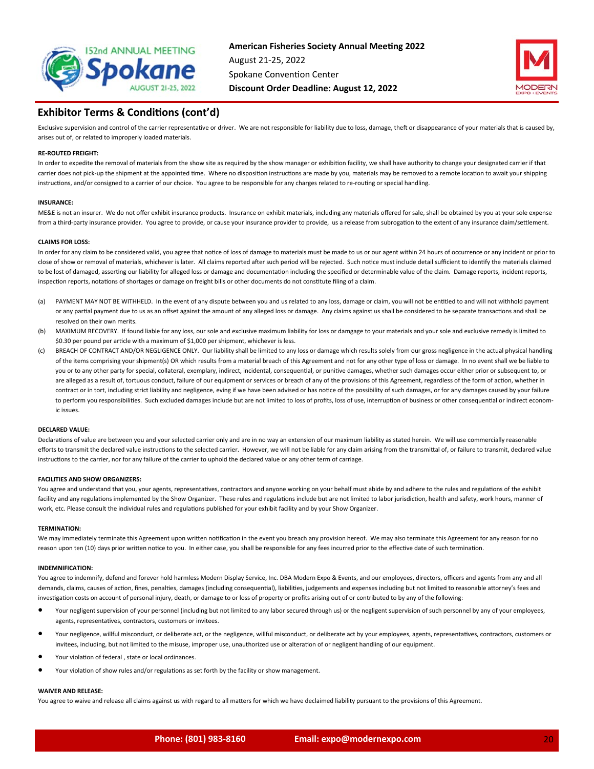## Exhibitor Terms & Conditions (cont'd)

Exclusive supervision and control of the carrier representative or driver. We are not responsible for liability due to loss, damage, theft or disappearance of your materials that is caused by, arises out of, or related to improperly loaded materials.

**RE-ROUTED FREIGHT:**

In order to expedite the removal of materials from the show site as required by the show manager or exhibition facility, we shall have authority to change your designated carrier if that carrier does not pick-up the shipment at the appointed time. Where no disposition instructions are made by you, materials may be removed to a remote location to await your shipping instructions, and/or consigned to a carrier of our choice. You agree to be responsible for any charges related to re-routing or special handling.

**INSURANCE:**

ME&E is not an insurer. We do not offer exhibit insurance products. Insurance on exhibit materials, including any materials offered for sale, shall be obtained by you at your sole expense from a third-party insurance provider. You agree to provide, or cause your insurance provider to provide, us a release from subrogation to the extent of any insurance claim/settlement.

**CLAIMS FOR LOSS:**

In order for any claim to be considered valid, you agree that notice of loss of damage to materials must be made to us or our agent within 24 hours of occurrence or any incident or prior to close of show or removal of materials, whichever is later. All claims reported after such period will be rejected. Such notice must include detail sufficient to identify the materials claimed to be lost of damaged, asserting our liability for alleged loss or damage and documentation including the specified or determinable value of the claim. Damage reports, incident reports, inspection reports, notations of shortages or damage on freight bills or other documents do not constitute filing of a claim.

(a) PAYMENT MAY NOT BE WITHHELD. In the event of any dispute between you and us related to any loss, damage or claim, you will not be entitled to and will not withhold payment or any partial payment due to us as an offset against the amount of any alleged loss or damage. Any claims against us shall be considered to be separate transactions and shall be resolved on their own merits.

(b) MAXIMUM RECOVERY. If found liable for any loss, our sole and exclusive maximum liability for loss or damgage to your materials and your sole and exclusive remedy is limited to $0.30 per pound per article with a maximum of $1,000 per shipment, whichever is less.

(c) BREACH OF CONTRACT AND/OR NEGLIGENCE ONLY. Our liability shall be limited to any loss or damage which results solely from our gross negligence in the actual physical handling of the items comprising your shipment(s) OR which results from a material breach of this Agreement and not for any other type of loss or damage. In no event shall we be liable to you or to any other party for special, collateral, exemplary, indirect, incidental, consequential, or punitive damages, whether such damages occur either prior or subsequent to, or are alleged as a result of, tortuous conduct, failure of our equipment or services or breach of any of the provisions of this Agreement, regardless of the form of action, whether in contract or in tort, including strict liability and negligence, eving if we have been advised or has notice of the possibility of such damages, or for any damages caused by your failure to perform you responsibilities. Such excluded damages include but are not limited to loss of profits, loss of use, interruption of business or other consequential or indirect economic issues.

**DECLARED VALUE:**

Declarations of value are between you and your selected carrier only and are in no way an extension of our maximum liability as stated herein. We will use commercially reasonable efforts to transmit the declared value instructions to the selected carrier. However, we will not be liable for any claim arising from the transmittal of, or failure to transmit, declared value instructions to the carrier, nor for any failure of the carrier to uphold the declared value or any other term of carriage.

**FACILITIES AND SHOW ORGANIZERS:**

You agree and understand that you, your agents, representatives, contractors and anyone working on your behalf must abide by and adhere to the rules and regulations of the exhibit facility and any regulations implemented by the Show Organizer. These rules and regulations include but are not limited to labor jurisdiction, health and safety, work hours, manner of work, etc. Please consult the individual rules and regulations published for your exhibit facility and by your Show Organizer.

**TERMINATION:**

We may immediately terminate this Agreement upon written notification in the event you breach any provision hereof. We may also terminate this Agreement for any reason for no reason upon ten (10) days prior written notice to you. In either case, you shall be responsible for any fees incurred prior to the effective date of such termination.

**INDEMNIFICATION:**

You agree to indemnify, defend and forever hold harmless Modern Display Service, Inc. DBA Modern Expo & Events, and our employees, directors, officers and agents from any and all demands, claims, causes of action, fines, penalties, damages (including consequential), liabilities, judgements and expenses including but not limited to reasonable attorney's fees and investigation costs on account of personal injury, death, or damage to or loss of property or profits arising out of or contributed to by any of the following:

- Your negligent supervision of your personnel (including but not limited to any labor secured through us) or the negligent supervision of such personnel by any of your employees, agents, representatives, contractors, customers or invitees.
- Your negligence, willful misconduct, or deliberate act, or the negligence, willful misconduct, or deliberate act by your employees, agents, representatives, contractors, customers or invitees, including, but not limited to the misuse, improper use, unauthorized use or alteration of or negligent handling of our equipment.
- Your violation of federal , state or local ordinances.
- Your violation of show rules and/or regulations as set forth by the facility or show management.

**WAIVER AND RELEASE:**

You agree to waive and release all claims against us with regard to all matters for which we have declaimed liability pursuant to the provisions of this Agreement.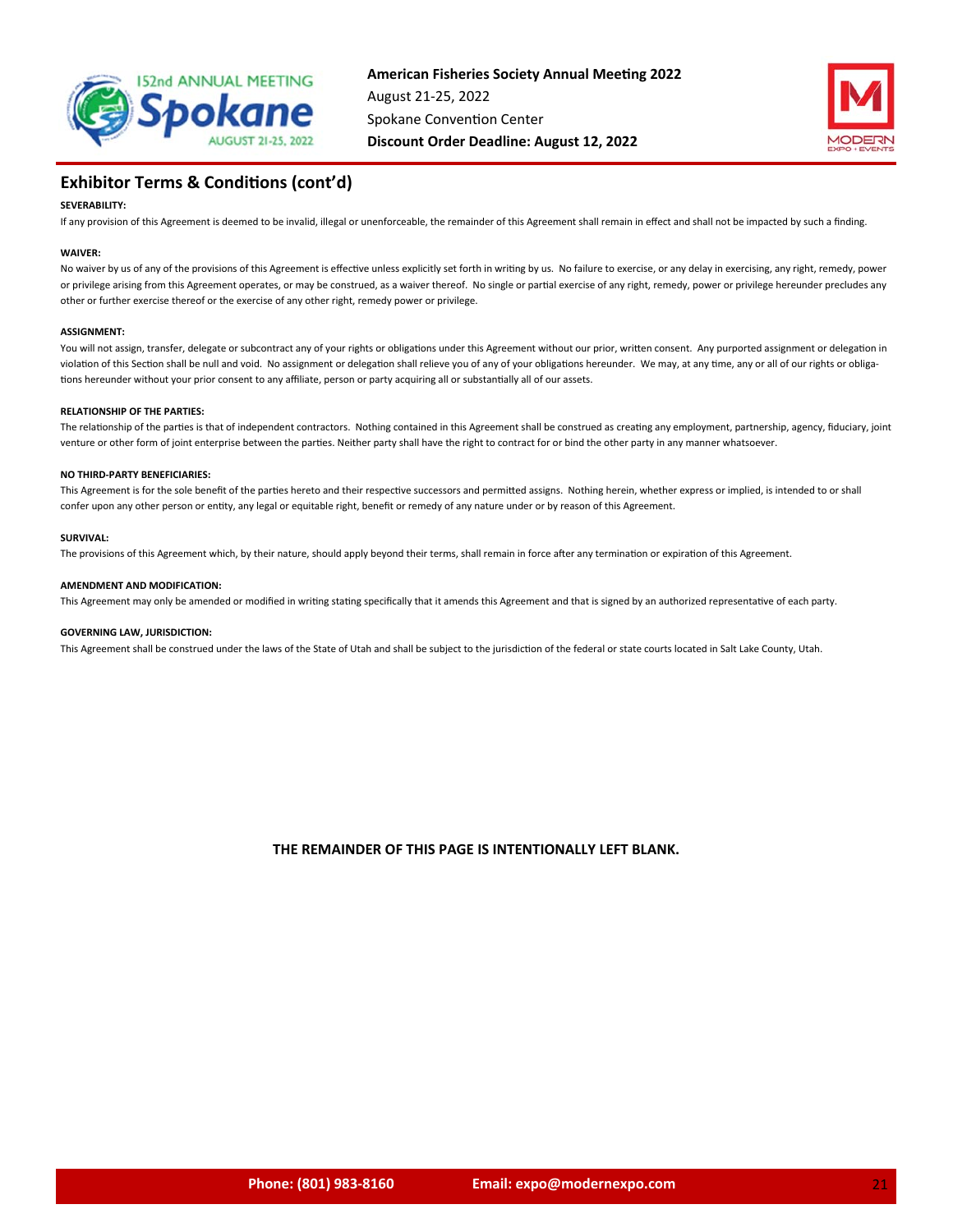## Exhibitor Terms & Conditions (cont'd)

**SEVERABILITY:**

If any provision of this Agreement is deemed to be invalid, illegal or unenforceable, the remainder of this Agreement shall remain in effect and shall not be impacted by such a finding.

**WAIVER:**

No waiver by us of any of the provisions of this Agreement is effective unless explicitly set forth in writing by us. No failure to exercise, or any delay in exercising, any right, remedy, power or privilege arising from this Agreement operates, or may be construed, as a waiver thereof. No single or partial exercise of any right, remedy, power or privilege hereunder precludes any other or further exercise thereof or the exercise of any other right, remedy power or privilege.

**ASSIGNMENT:**

You will not assign, transfer, delegate or subcontract any of your rights or obligations under this Agreement without our prior, written consent. Any purported assignment or delegation in violation of this Section shall be null and void. No assignment or delegation shall relieve you of any of your obligations hereunder. We may, at any time, any or all of our rights or obligations hereunder without your prior consent to any affiliate, person or party acquiring all or substantially all of our assets.

**RELATIONSHIP OF THE PARTIES:**

The relationship of the parties is that of independent contractors. Nothing contained in this Agreement shall be construed as creating any employment, partnership, agency, fiduciary, joint venture or other form of joint enterprise between the parties. Neither party shall have the right to contract for or bind the other party in any manner whatsoever.

**NO THIRD-PARTY BENEFICIARIES:**

This Agreement is for the sole benefit of the parties hereto and their respective successors and permitted assigns. Nothing herein, whether express or implied, is intended to or shall confer upon any other person or entity, any legal or equitable right, benefit or remedy of any nature under or by reason of this Agreement.

**SURVIVAL:**

The provisions of this Agreement which, by their nature, should apply beyond their terms, shall remain in force after any termination or expiration of this Agreement.

**AMENDMENT AND MODIFICATION:**

This Agreement may only be amended or modified in writing stating specifically that it amends this Agreement and that is signed by an authorized representative of each party.

**GOVERNING LAW, JURISDICTION:**

This Agreement shall be construed under the laws of the State of Utah and shall be subject to the jurisdiction of the federal or state courts located in Salt Lake County, Utah.

**THE REMAINDER OF THIS PAGE IS INTENTIONALLY LEFT BLANK.**